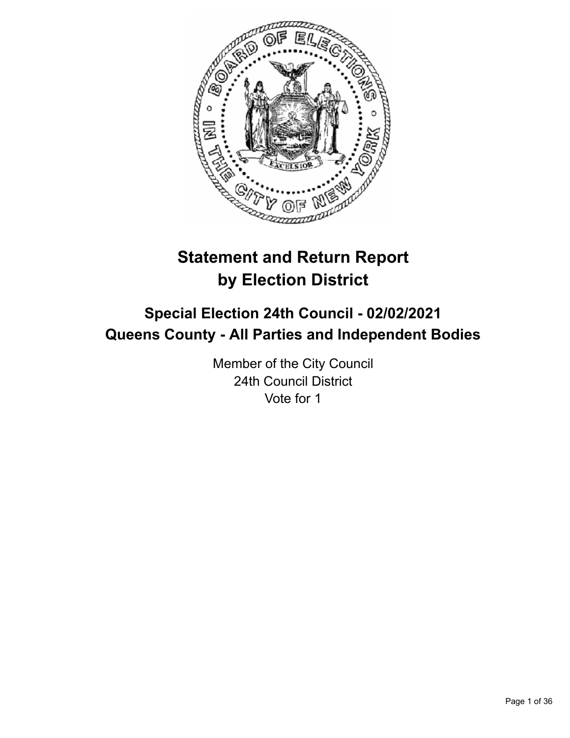# Statement and Return Report by Election District

## Special Election 24th Council - 02/02/2021
## Queens County - All Parties and Independent Bodies

Member of the City Council
24th Council District
Vote for 1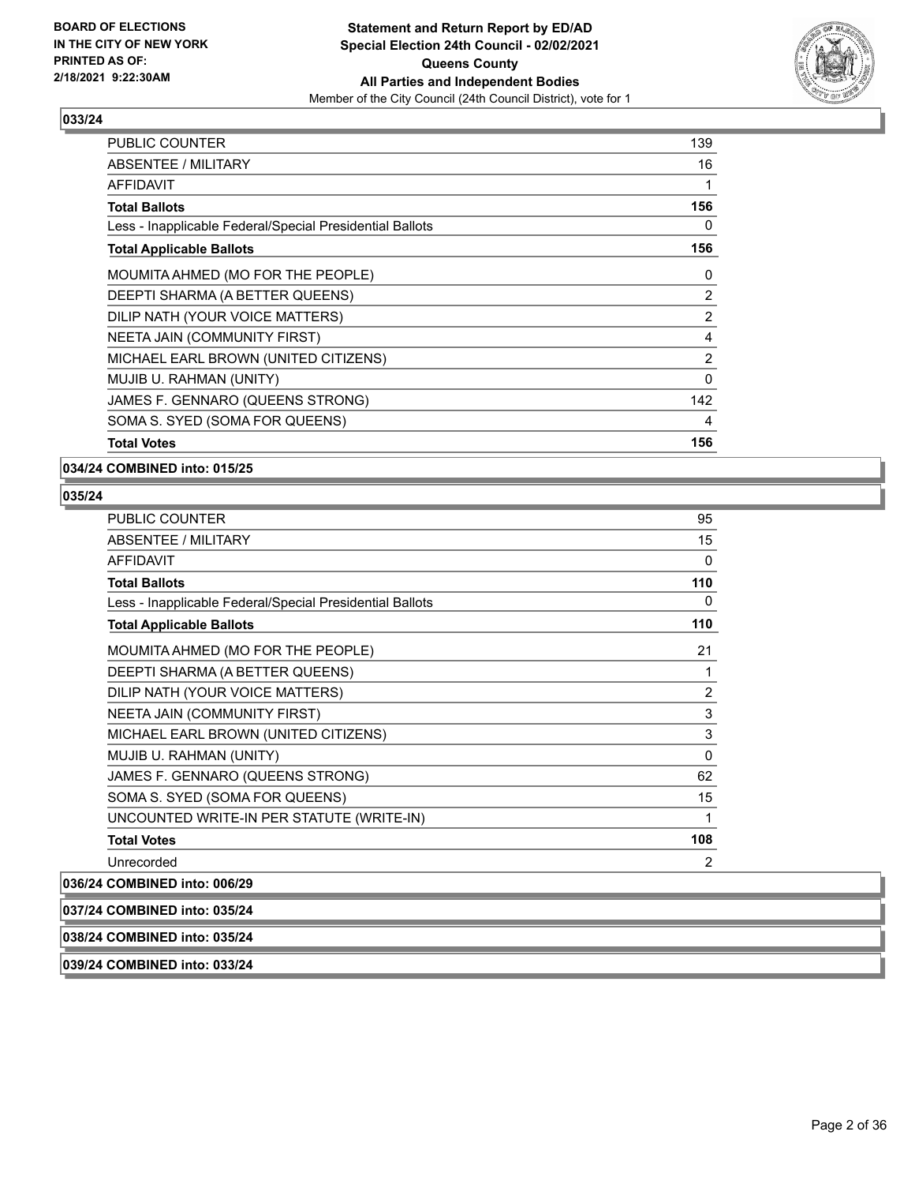**BOARD OF ELECTIONS IN THE CITY OF NEW YORK PRINTED AS OF: 2/18/2021 9:22:30AM**

**Statement and Return Report by ED/AD**
**Special Election 24th Council - 02/02/2021**
**Queens County**
**All Parties and Independent Bodies**
Member of the City Council (24th Council District), vote for 1

### 033/24

| | |
|---|---|
| PUBLIC COUNTER | 139 |
| ABSENTEE / MILITARY | 16 |
| AFFIDAVIT | 1 |
| **Total Ballots** | **156** |
| Less - Inapplicable Federal/Special Presidential Ballots | 0 |
| **Total Applicable Ballots** | **156** |
| MOUMITA AHMED (MO FOR THE PEOPLE) | 0 |
| DEEPTI SHARMA (A BETTER QUEENS) | 2 |
| DILIP NATH (YOUR VOICE MATTERS) | 2 |
| NEETA JAIN (COMMUNITY FIRST) | 4 |
| MICHAEL EARL BROWN (UNITED CITIZENS) | 2 |
| MUJIB U. RAHMAN (UNITY) | 0 |
| JAMES F. GENNARO (QUEENS STRONG) | 142 |
| SOMA S. SYED (SOMA FOR QUEENS) | 4 |
| **Total Votes** | **156** |

### 034/24 COMBINED into: 015/25

### 035/24

| | |
|---|---|
| PUBLIC COUNTER | 95 |
| ABSENTEE / MILITARY | 15 |
| AFFIDAVIT | 0 |
| **Total Ballots** | **110** |
| Less - Inapplicable Federal/Special Presidential Ballots | 0 |
| **Total Applicable Ballots** | **110** |
| MOUMITA AHMED (MO FOR THE PEOPLE) | 21 |
| DEEPTI SHARMA (A BETTER QUEENS) | 1 |
| DILIP NATH (YOUR VOICE MATTERS) | 2 |
| NEETA JAIN (COMMUNITY FIRST) | 3 |
| MICHAEL EARL BROWN (UNITED CITIZENS) | 3 |
| MUJIB U. RAHMAN (UNITY) | 0 |
| JAMES F. GENNARO (QUEENS STRONG) | 62 |
| SOMA S. SYED (SOMA FOR QUEENS) | 15 |
| UNCOUNTED WRITE-IN PER STATUTE (WRITE-IN) | 1 |
| **Total Votes** | **108** |
| Unrecorded | 2 |

### 036/24 COMBINED into: 006/29

### 037/24 COMBINED into: 035/24

### 038/24 COMBINED into: 035/24

### 039/24 COMBINED into: 033/24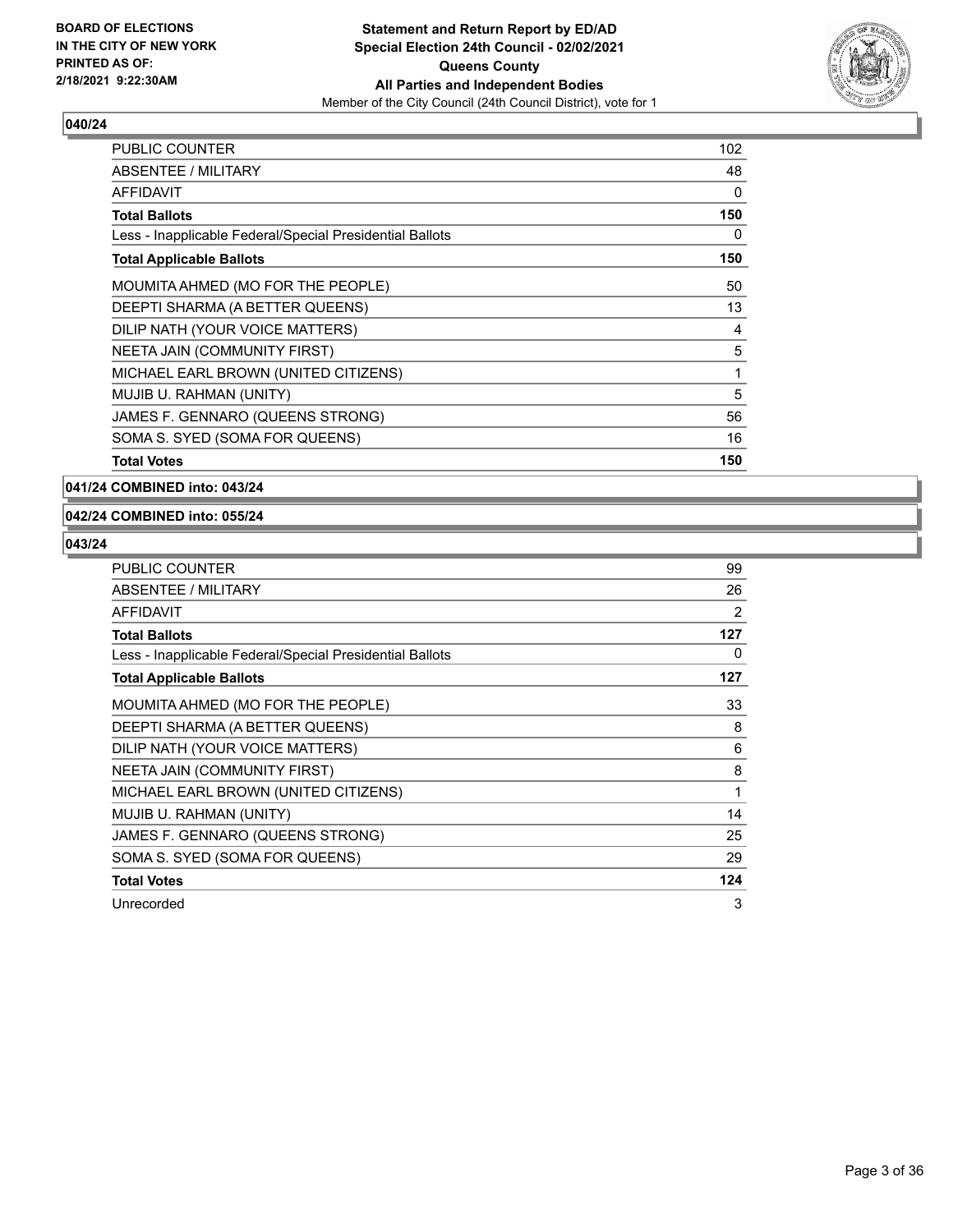**BOARD OF ELECTIONS IN THE CITY OF NEW YORK PRINTED AS OF: 2/18/2021 9:22:30AM**

**Statement and Return Report by ED/AD Special Election 24th Council - 02/02/2021 Queens County All Parties and Independent Bodies**

Member of the City Council (24th Council District), vote for 1

## 040/24

| | |
|---|---|
| PUBLIC COUNTER | 102 |
| ABSENTEE / MILITARY | 48 |
| AFFIDAVIT | 0 |
| **Total Ballots** | **150** |
| Less - Inapplicable Federal/Special Presidential Ballots | 0 |
| **Total Applicable Ballots** | **150** |
| MOUMITA AHMED (MO FOR THE PEOPLE) | 50 |
| DEEPTI SHARMA (A BETTER QUEENS) | 13 |
| DILIP NATH (YOUR VOICE MATTERS) | 4 |
| NEETA JAIN (COMMUNITY FIRST) | 5 |
| MICHAEL EARL BROWN (UNITED CITIZENS) | 1 |
| MUJIB U. RAHMAN (UNITY) | 5 |
| JAMES F. GENNARO (QUEENS STRONG) | 56 |
| SOMA S. SYED (SOMA FOR QUEENS) | 16 |
| **Total Votes** | **150** |

## 041/24 COMBINED into: 043/24

## 042/24 COMBINED into: 055/24

## 043/24

| | |
|---|---|
| PUBLIC COUNTER | 99 |
| ABSENTEE / MILITARY | 26 |
| AFFIDAVIT | 2 |
| **Total Ballots** | **127** |
| Less - Inapplicable Federal/Special Presidential Ballots | 0 |
| **Total Applicable Ballots** | **127** |
| MOUMITA AHMED (MO FOR THE PEOPLE) | 33 |
| DEEPTI SHARMA (A BETTER QUEENS) | 8 |
| DILIP NATH (YOUR VOICE MATTERS) | 6 |
| NEETA JAIN (COMMUNITY FIRST) | 8 |
| MICHAEL EARL BROWN (UNITED CITIZENS) | 1 |
| MUJIB U. RAHMAN (UNITY) | 14 |
| JAMES F. GENNARO (QUEENS STRONG) | 25 |
| SOMA S. SYED (SOMA FOR QUEENS) | 29 |
| **Total Votes** | **124** |
| Unrecorded | 3 |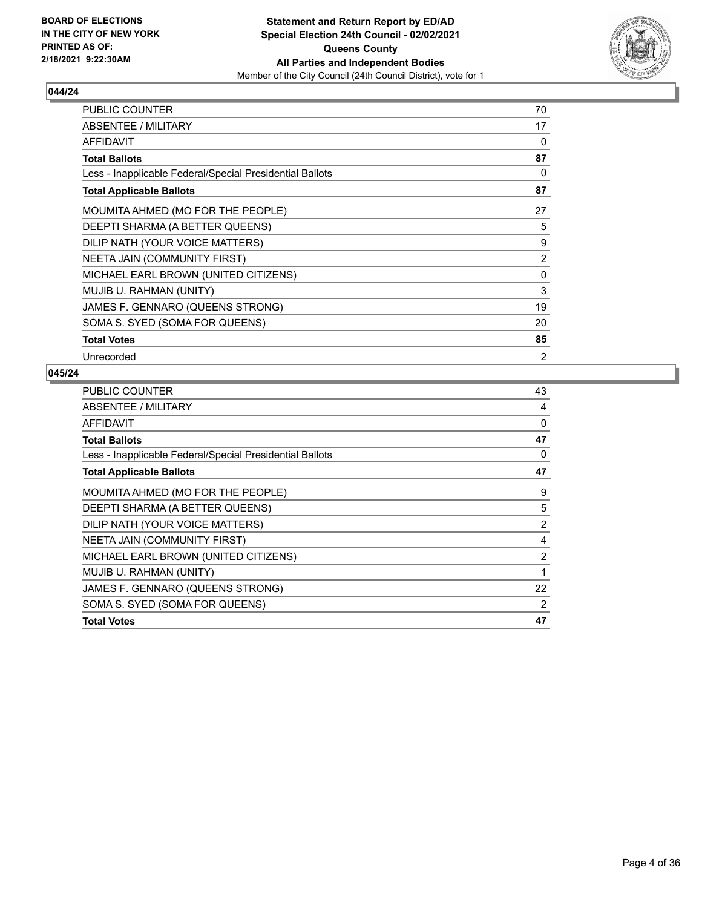**BOARD OF ELECTIONS IN THE CITY OF NEW YORK PRINTED AS OF: 2/18/2021 9:22:30AM**

**Statement and Return Report by ED/AD**
**Special Election 24th Council - 02/02/2021**
**Queens County**
**All Parties and Independent Bodies**
Member of the City Council (24th Council District), vote for 1

## 044/24

| | |
|---|---|
| PUBLIC COUNTER | 70 |
| ABSENTEE / MILITARY | 17 |
| AFFIDAVIT | 0 |
| **Total Ballots** | **87** |
| Less - Inapplicable Federal/Special Presidential Ballots | 0 |
| **Total Applicable Ballots** | **87** |
| MOUMITA AHMED (MO FOR THE PEOPLE) | 27 |
| DEEPTI SHARMA (A BETTER QUEENS) | 5 |
| DILIP NATH (YOUR VOICE MATTERS) | 9 |
| NEETA JAIN (COMMUNITY FIRST) | 2 |
| MICHAEL EARL BROWN (UNITED CITIZENS) | 0 |
| MUJIB U. RAHMAN (UNITY) | 3 |
| JAMES F. GENNARO (QUEENS STRONG) | 19 |
| SOMA S. SYED (SOMA FOR QUEENS) | 20 |
| **Total Votes** | **85** |
| Unrecorded | 2 |

## 045/24

| | |
|---|---|
| PUBLIC COUNTER | 43 |
| ABSENTEE / MILITARY | 4 |
| AFFIDAVIT | 0 |
| **Total Ballots** | **47** |
| Less - Inapplicable Federal/Special Presidential Ballots | 0 |
| **Total Applicable Ballots** | **47** |
| MOUMITA AHMED (MO FOR THE PEOPLE) | 9 |
| DEEPTI SHARMA (A BETTER QUEENS) | 5 |
| DILIP NATH (YOUR VOICE MATTERS) | 2 |
| NEETA JAIN (COMMUNITY FIRST) | 4 |
| MICHAEL EARL BROWN (UNITED CITIZENS) | 2 |
| MUJIB U. RAHMAN (UNITY) | 1 |
| JAMES F. GENNARO (QUEENS STRONG) | 22 |
| SOMA S. SYED (SOMA FOR QUEENS) | 2 |
| **Total Votes** | **47** |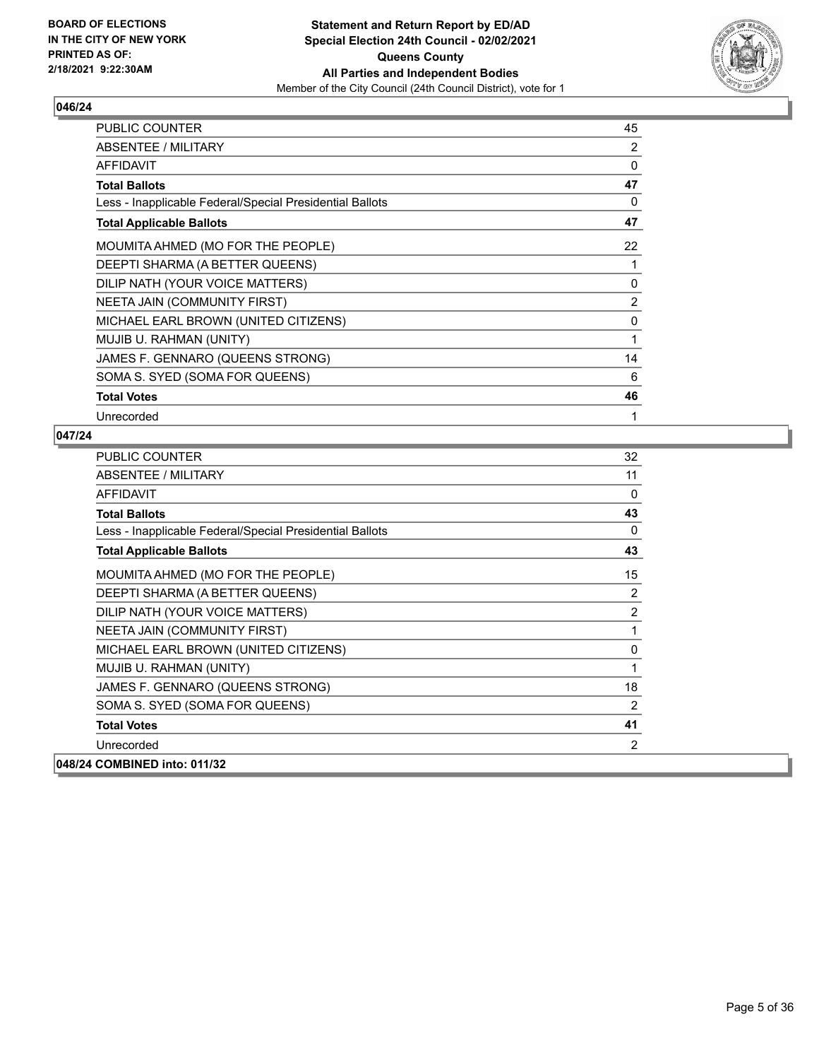**BOARD OF ELECTIONS IN THE CITY OF NEW YORK PRINTED AS OF: 2/18/2021 9:22:30AM**

**Statement and Return Report by ED/AD**
**Special Election 24th Council - 02/02/2021**
**Queens County**
**All Parties and Independent Bodies**
Member of the City Council (24th Council District), vote for 1

## 046/24

| | |
|---|---|
| PUBLIC COUNTER | 45 |
| ABSENTEE / MILITARY | 2 |
| AFFIDAVIT | 0 |
| **Total Ballots** | **47** |
| Less - Inapplicable Federal/Special Presidential Ballots | 0 |
| **Total Applicable Ballots** | **47** |
| MOUMITA AHMED (MO FOR THE PEOPLE) | 22 |
| DEEPTI SHARMA (A BETTER QUEENS) | 1 |
| DILIP NATH (YOUR VOICE MATTERS) | 0 |
| NEETA JAIN (COMMUNITY FIRST) | 2 |
| MICHAEL EARL BROWN (UNITED CITIZENS) | 0 |
| MUJIB U. RAHMAN (UNITY) | 1 |
| JAMES F. GENNARO (QUEENS STRONG) | 14 |
| SOMA S. SYED (SOMA FOR QUEENS) | 6 |
| **Total Votes** | **46** |
| Unrecorded | 1 |

## 047/24

| | |
|---|---|
| PUBLIC COUNTER | 32 |
| ABSENTEE / MILITARY | 11 |
| AFFIDAVIT | 0 |
| **Total Ballots** | **43** |
| Less - Inapplicable Federal/Special Presidential Ballots | 0 |
| **Total Applicable Ballots** | **43** |
| MOUMITA AHMED (MO FOR THE PEOPLE) | 15 |
| DEEPTI SHARMA (A BETTER QUEENS) | 2 |
| DILIP NATH (YOUR VOICE MATTERS) | 2 |
| NEETA JAIN (COMMUNITY FIRST) | 1 |
| MICHAEL EARL BROWN (UNITED CITIZENS) | 0 |
| MUJIB U. RAHMAN (UNITY) | 1 |
| JAMES F. GENNARO (QUEENS STRONG) | 18 |
| SOMA S. SYED (SOMA FOR QUEENS) | 2 |
| **Total Votes** | **41** |
| Unrecorded | 2 |

## 048/24 COMBINED into: 011/32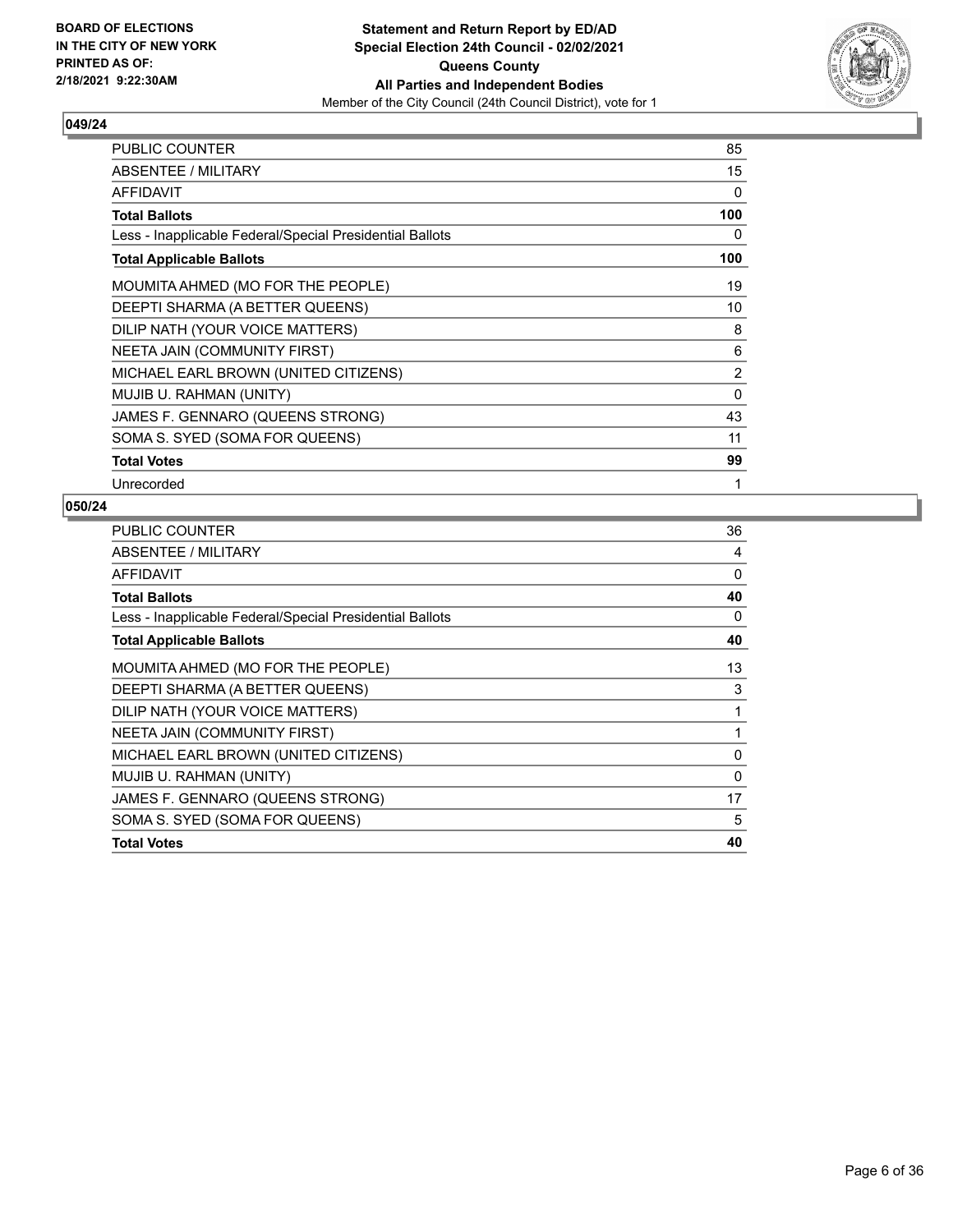BOARD OF ELECTIONS
IN THE CITY OF NEW YORK
PRINTED AS OF:
2/18/2021 9:22:30AM

**Statement and Return Report by ED/AD**
**Special Election 24th Council - 02/02/2021**
**Queens County**
**All Parties and Independent Bodies**
Member of the City Council (24th Council District), vote for 1

### 049/24

| | |
|---|---|
| PUBLIC COUNTER | 85 |
| ABSENTEE / MILITARY | 15 |
| AFFIDAVIT | 0 |
| **Total Ballots** | **100** |
| Less - Inapplicable Federal/Special Presidential Ballots | 0 |
| **Total Applicable Ballots** | **100** |
| MOUMITA AHMED (MO FOR THE PEOPLE) | 19 |
| DEEPTI SHARMA (A BETTER QUEENS) | 10 |
| DILIP NATH (YOUR VOICE MATTERS) | 8 |
| NEETA JAIN (COMMUNITY FIRST) | 6 |
| MICHAEL EARL BROWN (UNITED CITIZENS) | 2 |
| MUJIB U. RAHMAN (UNITY) | 0 |
| JAMES F. GENNARO (QUEENS STRONG) | 43 |
| SOMA S. SYED (SOMA FOR QUEENS) | 11 |
| **Total Votes** | **99** |
| Unrecorded | 1 |

### 050/24

| | |
|---|---|
| PUBLIC COUNTER | 36 |
| ABSENTEE / MILITARY | 4 |
| AFFIDAVIT | 0 |
| **Total Ballots** | **40** |
| Less - Inapplicable Federal/Special Presidential Ballots | 0 |
| **Total Applicable Ballots** | **40** |
| MOUMITA AHMED (MO FOR THE PEOPLE) | 13 |
| DEEPTI SHARMA (A BETTER QUEENS) | 3 |
| DILIP NATH (YOUR VOICE MATTERS) | 1 |
| NEETA JAIN (COMMUNITY FIRST) | 1 |
| MICHAEL EARL BROWN (UNITED CITIZENS) | 0 |
| MUJIB U. RAHMAN (UNITY) | 0 |
| JAMES F. GENNARO (QUEENS STRONG) | 17 |
| SOMA S. SYED (SOMA FOR QUEENS) | 5 |
| **Total Votes** | **40** |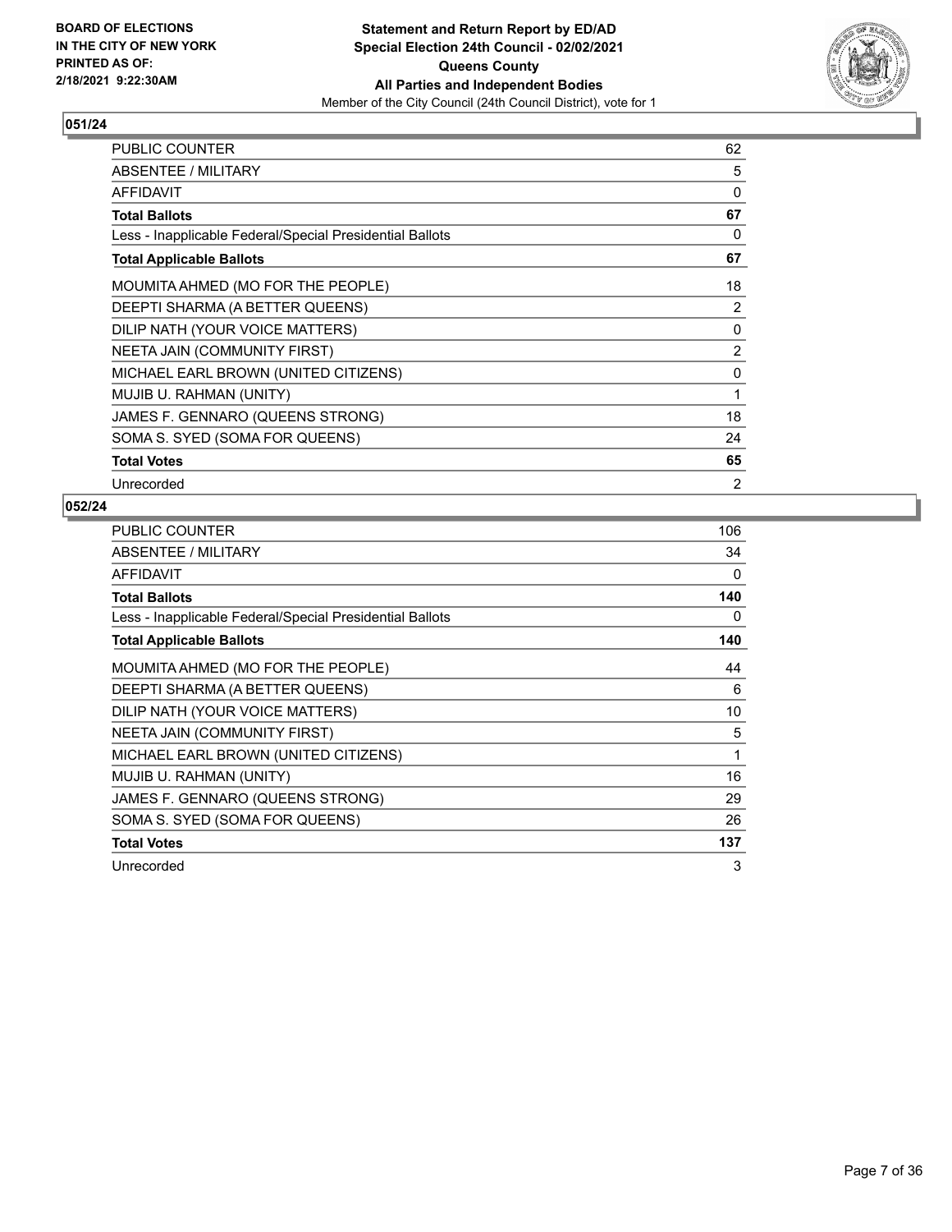**BOARD OF ELECTIONS IN THE CITY OF NEW YORK PRINTED AS OF: 2/18/2021 9:22:30AM**

**Statement and Return Report by ED/AD**
**Special Election 24th Council - 02/02/2021**
**Queens County**
**All Parties and Independent Bodies**
Member of the City Council (24th Council District), vote for 1

### 051/24

| | |
|---|---|
| PUBLIC COUNTER | 62 |
| ABSENTEE / MILITARY | 5 |
| AFFIDAVIT | 0 |
| **Total Ballots** | **67** |
| Less - Inapplicable Federal/Special Presidential Ballots | 0 |
| **Total Applicable Ballots** | **67** |
| MOUMITA AHMED (MO FOR THE PEOPLE) | 18 |
| DEEPTI SHARMA (A BETTER QUEENS) | 2 |
| DILIP NATH (YOUR VOICE MATTERS) | 0 |
| NEETA JAIN (COMMUNITY FIRST) | 2 |
| MICHAEL EARL BROWN (UNITED CITIZENS) | 0 |
| MUJIB U. RAHMAN (UNITY) | 1 |
| JAMES F. GENNARO (QUEENS STRONG) | 18 |
| SOMA S. SYED (SOMA FOR QUEENS) | 24 |
| **Total Votes** | **65** |
| Unrecorded | 2 |

### 052/24

| | |
|---|---|
| PUBLIC COUNTER | 106 |
| ABSENTEE / MILITARY | 34 |
| AFFIDAVIT | 0 |
| **Total Ballots** | **140** |
| Less - Inapplicable Federal/Special Presidential Ballots | 0 |
| **Total Applicable Ballots** | **140** |
| MOUMITA AHMED (MO FOR THE PEOPLE) | 44 |
| DEEPTI SHARMA (A BETTER QUEENS) | 6 |
| DILIP NATH (YOUR VOICE MATTERS) | 10 |
| NEETA JAIN (COMMUNITY FIRST) | 5 |
| MICHAEL EARL BROWN (UNITED CITIZENS) | 1 |
| MUJIB U. RAHMAN (UNITY) | 16 |
| JAMES F. GENNARO (QUEENS STRONG) | 29 |
| SOMA S. SYED (SOMA FOR QUEENS) | 26 |
| **Total Votes** | **137** |
| Unrecorded | 3 |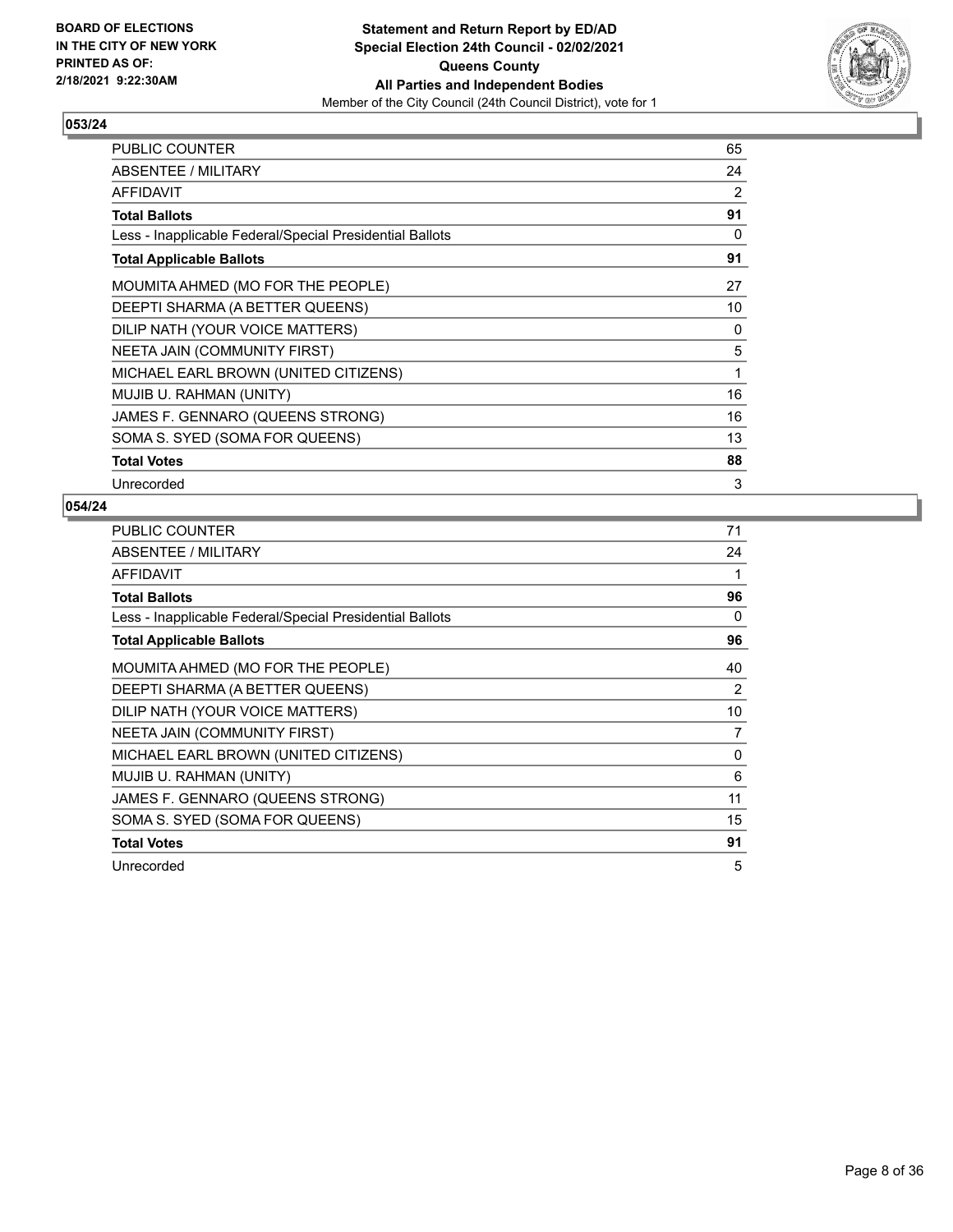**BOARD OF ELECTIONS IN THE CITY OF NEW YORK PRINTED AS OF: 2/18/2021 9:22:30AM**

**Statement and Return Report by ED/AD**
**Special Election 24th Council - 02/02/2021**
**Queens County**
**All Parties and Independent Bodies**
Member of the City Council (24th Council District), vote for 1

## 053/24

| | |
|---|---|
| PUBLIC COUNTER | 65 |
| ABSENTEE / MILITARY | 24 |
| AFFIDAVIT | 2 |
| **Total Ballots** | **91** |
| Less - Inapplicable Federal/Special Presidential Ballots | 0 |
| **Total Applicable Ballots** | **91** |
| MOUMITA AHMED (MO FOR THE PEOPLE) | 27 |
| DEEPTI SHARMA (A BETTER QUEENS) | 10 |
| DILIP NATH (YOUR VOICE MATTERS) | 0 |
| NEETA JAIN (COMMUNITY FIRST) | 5 |
| MICHAEL EARL BROWN (UNITED CITIZENS) | 1 |
| MUJIB U. RAHMAN (UNITY) | 16 |
| JAMES F. GENNARO (QUEENS STRONG) | 16 |
| SOMA S. SYED (SOMA FOR QUEENS) | 13 |
| **Total Votes** | **88** |
| Unrecorded | 3 |

## 054/24

| | |
|---|---|
| PUBLIC COUNTER | 71 |
| ABSENTEE / MILITARY | 24 |
| AFFIDAVIT | 1 |
| **Total Ballots** | **96** |
| Less - Inapplicable Federal/Special Presidential Ballots | 0 |
| **Total Applicable Ballots** | **96** |
| MOUMITA AHMED (MO FOR THE PEOPLE) | 40 |
| DEEPTI SHARMA (A BETTER QUEENS) | 2 |
| DILIP NATH (YOUR VOICE MATTERS) | 10 |
| NEETA JAIN (COMMUNITY FIRST) | 7 |
| MICHAEL EARL BROWN (UNITED CITIZENS) | 0 |
| MUJIB U. RAHMAN (UNITY) | 6 |
| JAMES F. GENNARO (QUEENS STRONG) | 11 |
| SOMA S. SYED (SOMA FOR QUEENS) | 15 |
| **Total Votes** | **91** |
| Unrecorded | 5 |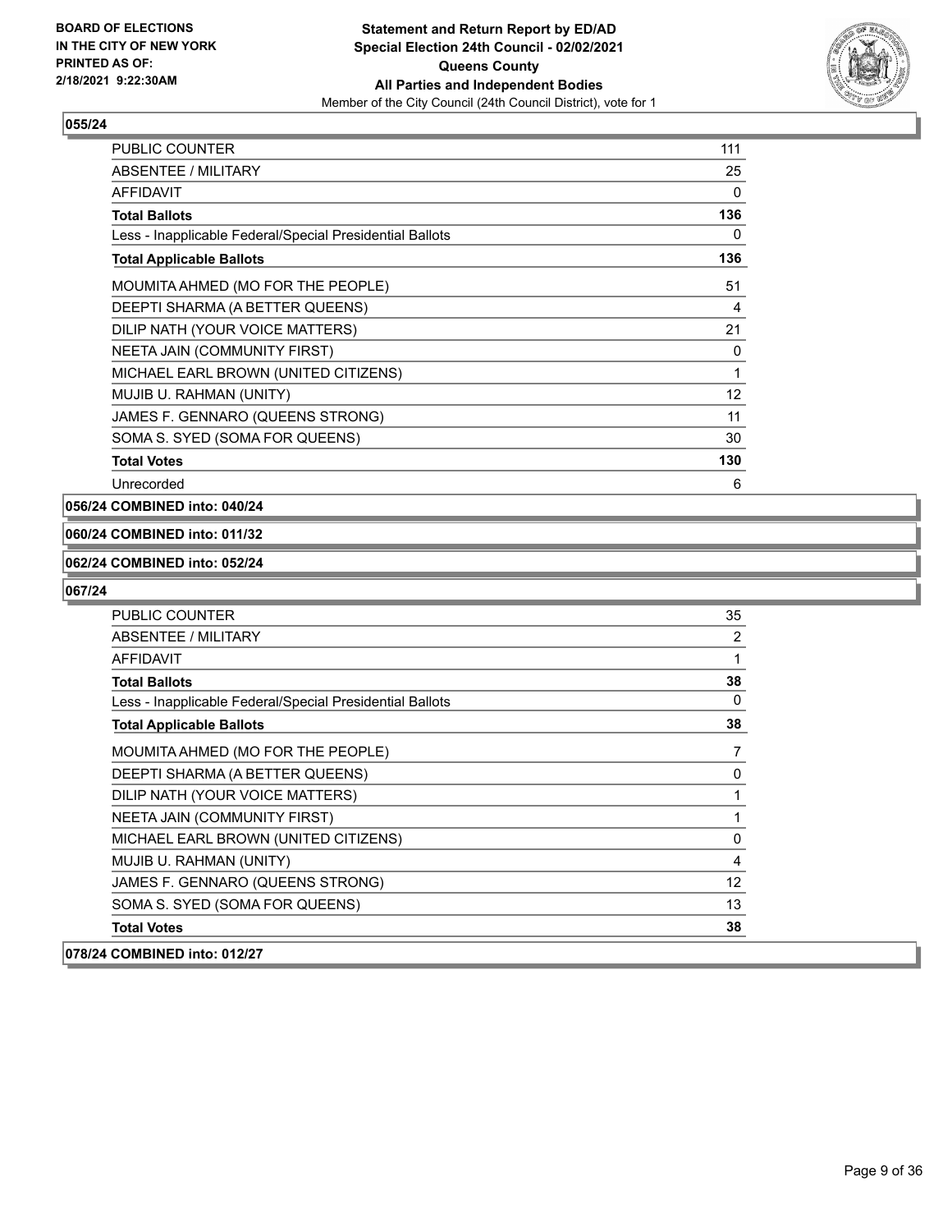**055/24**

| | |
|---|---|
| PUBLIC COUNTER | 111 |
| ABSENTEE / MILITARY | 25 |
| AFFIDAVIT | 0 |
| **Total Ballots** | **136** |
| Less - Inapplicable Federal/Special Presidential Ballots | 0 |
| **Total Applicable Ballots** | **136** |
| MOUMITA AHMED (MO FOR THE PEOPLE) | 51 |
| DEEPTI SHARMA (A BETTER QUEENS) | 4 |
| DILIP NATH (YOUR VOICE MATTERS) | 21 |
| NEETA JAIN (COMMUNITY FIRST) | 0 |
| MICHAEL EARL BROWN (UNITED CITIZENS) | 1 |
| MUJIB U. RAHMAN (UNITY) | 12 |
| JAMES F. GENNARO (QUEENS STRONG) | 11 |
| SOMA S. SYED (SOMA FOR QUEENS) | 30 |
| **Total Votes** | **130** |
| Unrecorded | 6 |

**056/24 COMBINED into: 040/24**

**060/24 COMBINED into: 011/32**

**062/24 COMBINED into: 052/24**

**067/24**

| | |
|---|---|
| PUBLIC COUNTER | 35 |
| ABSENTEE / MILITARY | 2 |
| AFFIDAVIT | 1 |
| **Total Ballots** | **38** |
| Less - Inapplicable Federal/Special Presidential Ballots | 0 |
| **Total Applicable Ballots** | **38** |
| MOUMITA AHMED (MO FOR THE PEOPLE) | 7 |
| DEEPTI SHARMA (A BETTER QUEENS) | 0 |
| DILIP NATH (YOUR VOICE MATTERS) | 1 |
| NEETA JAIN (COMMUNITY FIRST) | 1 |
| MICHAEL EARL BROWN (UNITED CITIZENS) | 0 |
| MUJIB U. RAHMAN (UNITY) | 4 |
| JAMES F. GENNARO (QUEENS STRONG) | 12 |
| SOMA S. SYED (SOMA FOR QUEENS) | 13 |
| **Total Votes** | **38** |

**078/24 COMBINED into: 012/27**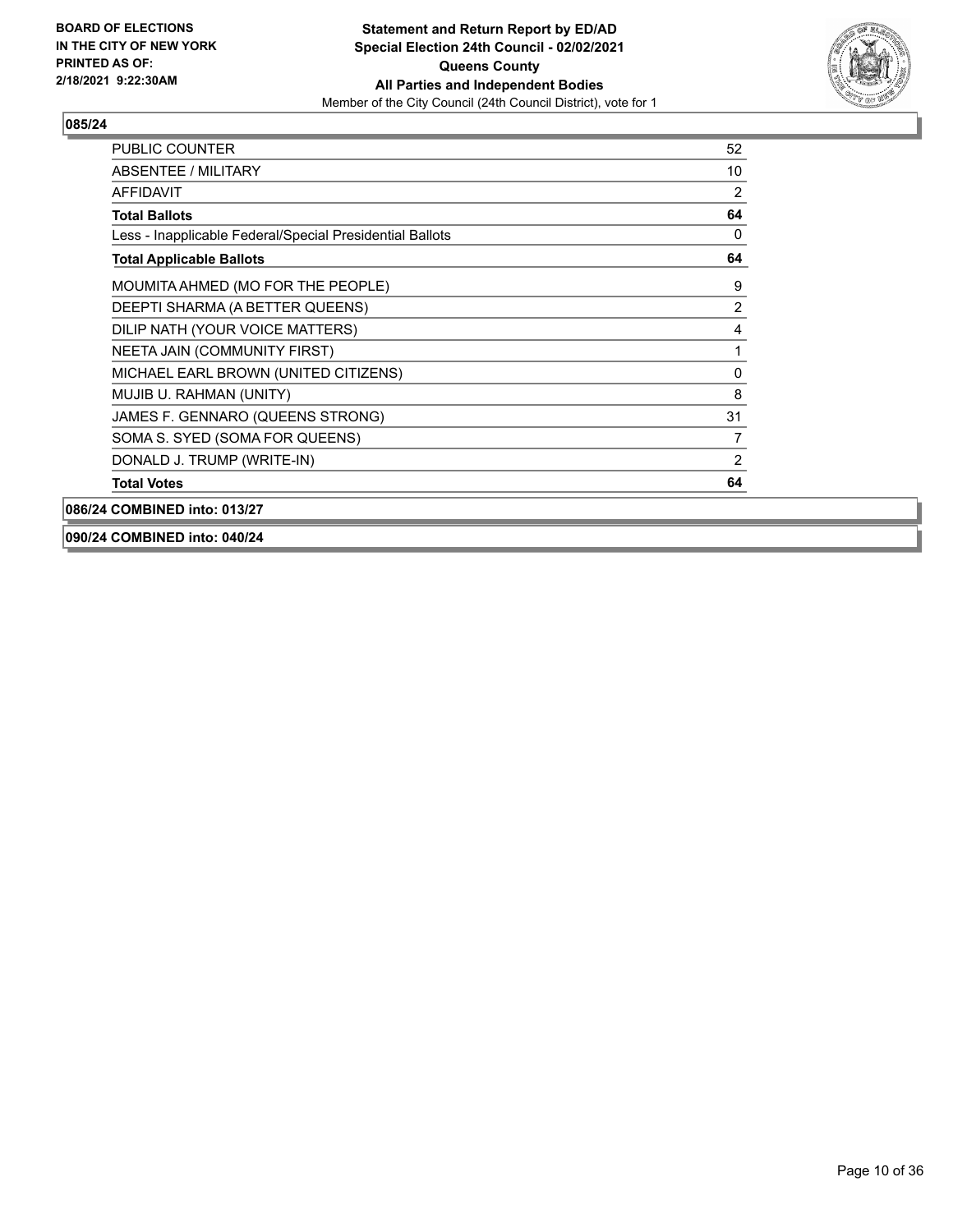**BOARD OF ELECTIONS IN THE CITY OF NEW YORK PRINTED AS OF: 2/18/2021 9:22:30AM**

**Statement and Return Report by ED/AD Special Election 24th Council - 02/02/2021 Queens County All Parties and Independent Bodies**

Member of the City Council (24th Council District), vote for 1

## 085/24

| | |
|---|---|
| PUBLIC COUNTER | 52 |
| ABSENTEE / MILITARY | 10 |
| AFFIDAVIT | 2 |
| **Total Ballots** | **64** |
| Less - Inapplicable Federal/Special Presidential Ballots | 0 |
| **Total Applicable Ballots** | **64** |
| MOUMITA AHMED (MO FOR THE PEOPLE) | 9 |
| DEEPTI SHARMA (A BETTER QUEENS) | 2 |
| DILIP NATH (YOUR VOICE MATTERS) | 4 |
| NEETA JAIN (COMMUNITY FIRST) | 1 |
| MICHAEL EARL BROWN (UNITED CITIZENS) | 0 |
| MUJIB U. RAHMAN (UNITY) | 8 |
| JAMES F. GENNARO (QUEENS STRONG) | 31 |
| SOMA S. SYED (SOMA FOR QUEENS) | 7 |
| DONALD J. TRUMP (WRITE-IN) | 2 |
| **Total Votes** | **64** |

**086/24 COMBINED into: 013/27**

**090/24 COMBINED into: 040/24**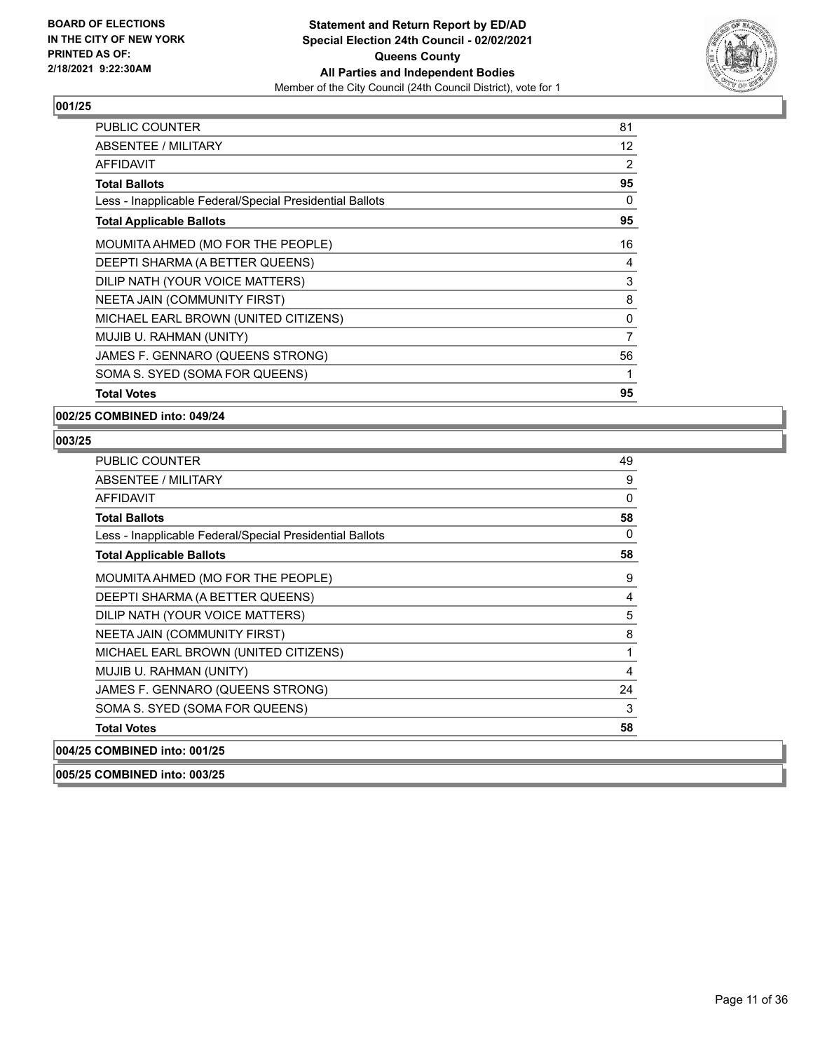**BOARD OF ELECTIONS IN THE CITY OF NEW YORK PRINTED AS OF: 2/18/2021 9:22:30AM**

**Statement and Return Report by ED/AD**
**Special Election 24th Council - 02/02/2021**
**Queens County**
**All Parties and Independent Bodies**
Member of the City Council (24th Council District), vote for 1

### 001/25

| | |
|---|---|
| PUBLIC COUNTER | 81 |
| ABSENTEE / MILITARY | 12 |
| AFFIDAVIT | 2 |
| **Total Ballots** | **95** |
| Less - Inapplicable Federal/Special Presidential Ballots | 0 |
| **Total Applicable Ballots** | **95** |
| MOUMITA AHMED (MO FOR THE PEOPLE) | 16 |
| DEEPTI SHARMA (A BETTER QUEENS) | 4 |
| DILIP NATH (YOUR VOICE MATTERS) | 3 |
| NEETA JAIN (COMMUNITY FIRST) | 8 |
| MICHAEL EARL BROWN (UNITED CITIZENS) | 0 |
| MUJIB U. RAHMAN (UNITY) | 7 |
| JAMES F. GENNARO (QUEENS STRONG) | 56 |
| SOMA S. SYED (SOMA FOR QUEENS) | 1 |
| **Total Votes** | **95** |

### 002/25 COMBINED into: 049/24

### 003/25

| | |
|---|---|
| PUBLIC COUNTER | 49 |
| ABSENTEE / MILITARY | 9 |
| AFFIDAVIT | 0 |
| **Total Ballots** | **58** |
| Less - Inapplicable Federal/Special Presidential Ballots | 0 |
| **Total Applicable Ballots** | **58** |
| MOUMITA AHMED (MO FOR THE PEOPLE) | 9 |
| DEEPTI SHARMA (A BETTER QUEENS) | 4 |
| DILIP NATH (YOUR VOICE MATTERS) | 5 |
| NEETA JAIN (COMMUNITY FIRST) | 8 |
| MICHAEL EARL BROWN (UNITED CITIZENS) | 1 |
| MUJIB U. RAHMAN (UNITY) | 4 |
| JAMES F. GENNARO (QUEENS STRONG) | 24 |
| SOMA S. SYED (SOMA FOR QUEENS) | 3 |
| **Total Votes** | **58** |

### 004/25 COMBINED into: 001/25

### 005/25 COMBINED into: 003/25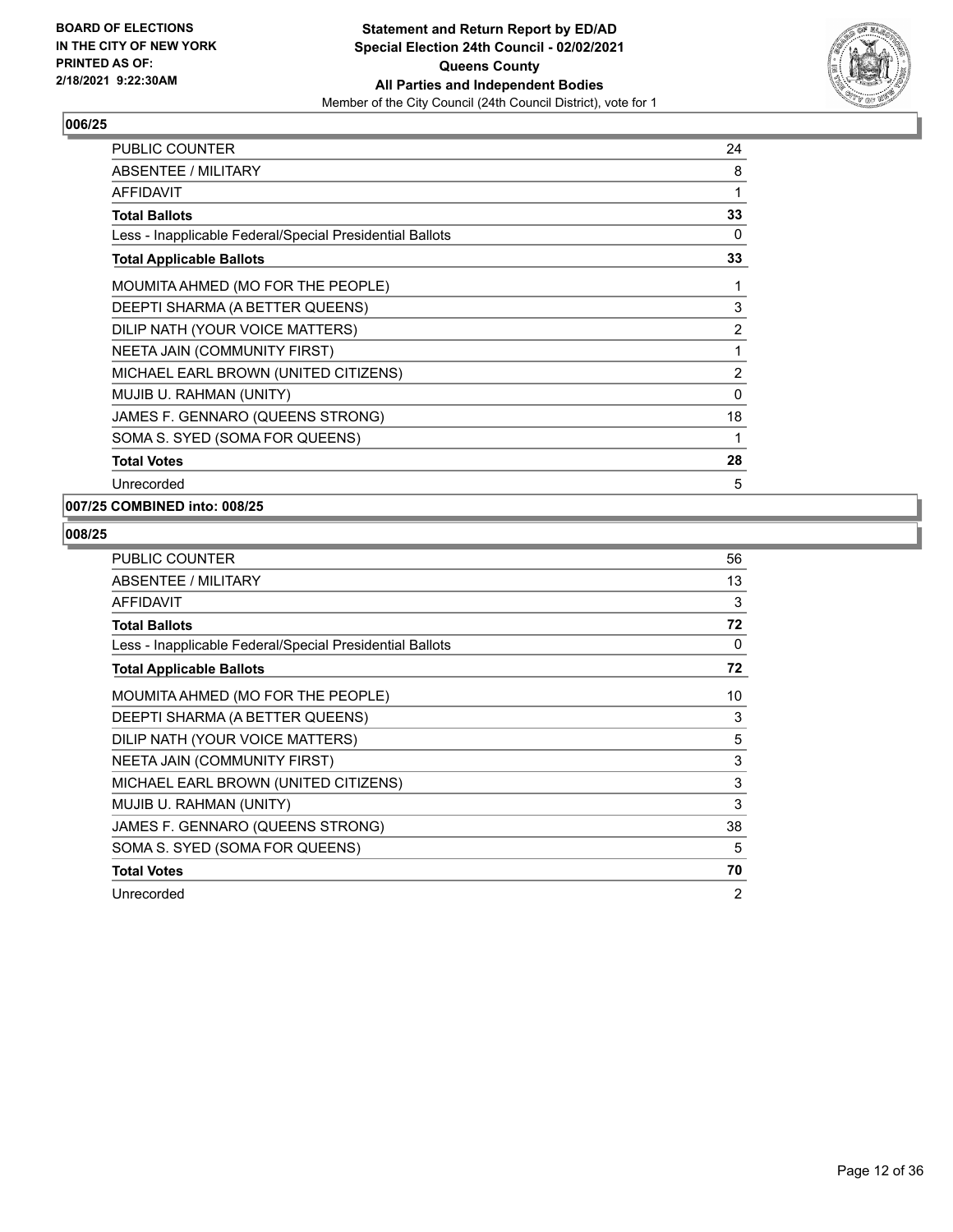BOARD OF ELECTIONS
IN THE CITY OF NEW YORK
PRINTED AS OF:
2/18/2021 9:22:30AM

**Statement and Return Report by ED/AD**
**Special Election 24th Council - 02/02/2021**
**Queens County**
**All Parties and Independent Bodies**
Member of the City Council (24th Council District), vote for 1

### 006/25

| | |
|---|---|
| PUBLIC COUNTER | 24 |
| ABSENTEE / MILITARY | 8 |
| AFFIDAVIT | 1 |
| **Total Ballots** | **33** |
| Less - Inapplicable Federal/Special Presidential Ballots | 0 |
| **Total Applicable Ballots** | **33** |
| MOUMITA AHMED (MO FOR THE PEOPLE) | 1 |
| DEEPTI SHARMA (A BETTER QUEENS) | 3 |
| DILIP NATH (YOUR VOICE MATTERS) | 2 |
| NEETA JAIN (COMMUNITY FIRST) | 1 |
| MICHAEL EARL BROWN (UNITED CITIZENS) | 2 |
| MUJIB U. RAHMAN (UNITY) | 0 |
| JAMES F. GENNARO (QUEENS STRONG) | 18 |
| SOMA S. SYED (SOMA FOR QUEENS) | 1 |
| **Total Votes** | **28** |
| Unrecorded | 5 |

### 007/25 COMBINED into: 008/25

### 008/25

| | |
|---|---|
| PUBLIC COUNTER | 56 |
| ABSENTEE / MILITARY | 13 |
| AFFIDAVIT | 3 |
| **Total Ballots** | **72** |
| Less - Inapplicable Federal/Special Presidential Ballots | 0 |
| **Total Applicable Ballots** | **72** |
| MOUMITA AHMED (MO FOR THE PEOPLE) | 10 |
| DEEPTI SHARMA (A BETTER QUEENS) | 3 |
| DILIP NATH (YOUR VOICE MATTERS) | 5 |
| NEETA JAIN (COMMUNITY FIRST) | 3 |
| MICHAEL EARL BROWN (UNITED CITIZENS) | 3 |
| MUJIB U. RAHMAN (UNITY) | 3 |
| JAMES F. GENNARO (QUEENS STRONG) | 38 |
| SOMA S. SYED (SOMA FOR QUEENS) | 5 |
| **Total Votes** | **70** |
| Unrecorded | 2 |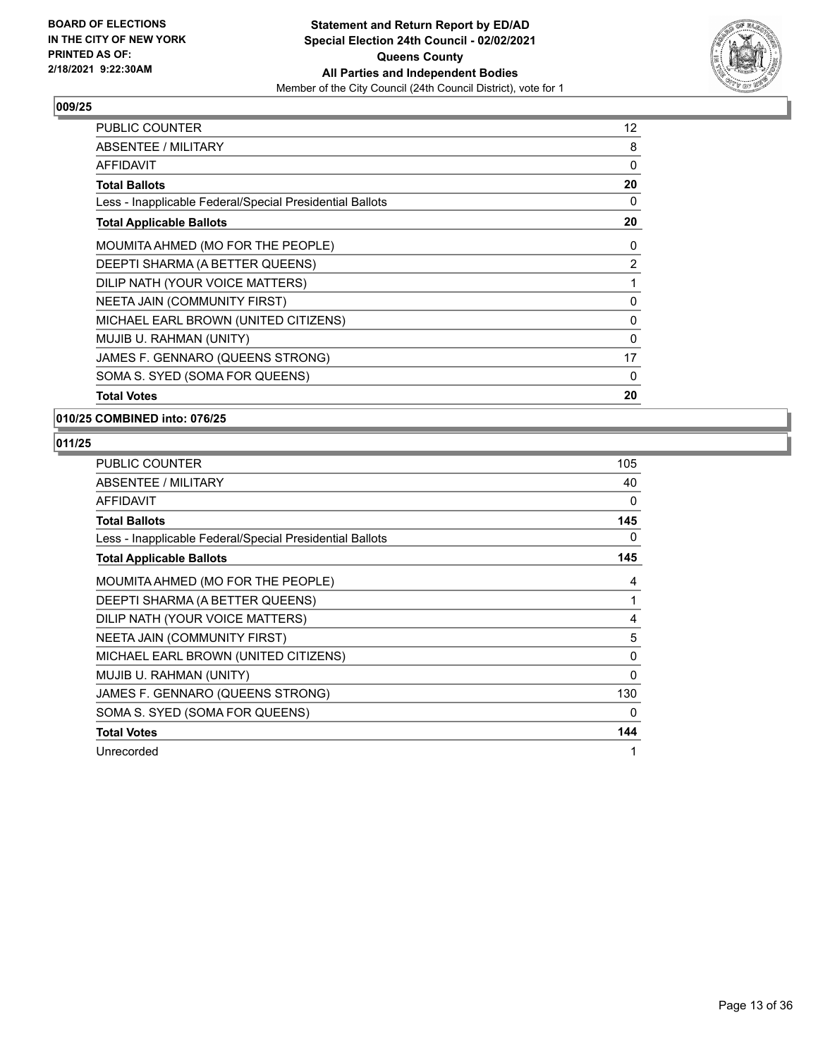**BOARD OF ELECTIONS IN THE CITY OF NEW YORK PRINTED AS OF: 2/18/2021 9:22:30AM**

**Statement and Return Report by ED/AD**
**Special Election 24th Council - 02/02/2021**
**Queens County**
**All Parties and Independent Bodies**
Member of the City Council (24th Council District), vote for 1

### 009/25

| | |
|---|---|
| PUBLIC COUNTER | 12 |
| ABSENTEE / MILITARY | 8 |
| AFFIDAVIT | 0 |
| **Total Ballots** | **20** |
| Less - Inapplicable Federal/Special Presidential Ballots | 0 |
| **Total Applicable Ballots** | **20** |
| MOUMITA AHMED (MO FOR THE PEOPLE) | 0 |
| DEEPTI SHARMA (A BETTER QUEENS) | 2 |
| DILIP NATH (YOUR VOICE MATTERS) | 1 |
| NEETA JAIN (COMMUNITY FIRST) | 0 |
| MICHAEL EARL BROWN (UNITED CITIZENS) | 0 |
| MUJIB U. RAHMAN (UNITY) | 0 |
| JAMES F. GENNARO (QUEENS STRONG) | 17 |
| SOMA S. SYED (SOMA FOR QUEENS) | 0 |
| **Total Votes** | **20** |

### 010/25 COMBINED into: 076/25

### 011/25

| | |
|---|---|
| PUBLIC COUNTER | 105 |
| ABSENTEE / MILITARY | 40 |
| AFFIDAVIT | 0 |
| **Total Ballots** | **145** |
| Less - Inapplicable Federal/Special Presidential Ballots | 0 |
| **Total Applicable Ballots** | **145** |
| MOUMITA AHMED (MO FOR THE PEOPLE) | 4 |
| DEEPTI SHARMA (A BETTER QUEENS) | 1 |
| DILIP NATH (YOUR VOICE MATTERS) | 4 |
| NEETA JAIN (COMMUNITY FIRST) | 5 |
| MICHAEL EARL BROWN (UNITED CITIZENS) | 0 |
| MUJIB U. RAHMAN (UNITY) | 0 |
| JAMES F. GENNARO (QUEENS STRONG) | 130 |
| SOMA S. SYED (SOMA FOR QUEENS) | 0 |
| **Total Votes** | **144** |
| Unrecorded | 1 |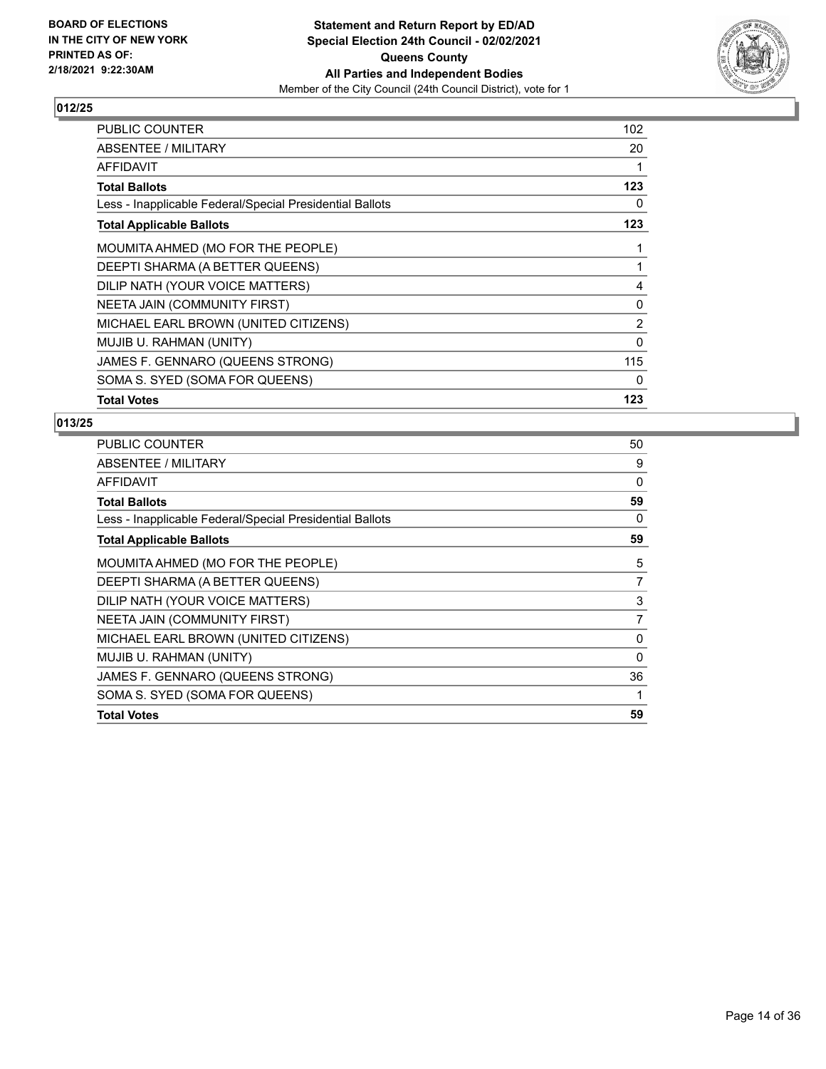**BOARD OF ELECTIONS IN THE CITY OF NEW YORK PRINTED AS OF: 2/18/2021 9:22:30AM**

**Statement and Return Report by ED/AD**
**Special Election 24th Council - 02/02/2021**
**Queens County**
**All Parties and Independent Bodies**
Member of the City Council (24th Council District), vote for 1

## 012/25

| | |
|---|---|
| PUBLIC COUNTER | 102 |
| ABSENTEE / MILITARY | 20 |
| AFFIDAVIT | 1 |
| **Total Ballots** | **123** |
| Less - Inapplicable Federal/Special Presidential Ballots | 0 |
| **Total Applicable Ballots** | **123** |
| MOUMITA AHMED (MO FOR THE PEOPLE) | 1 |
| DEEPTI SHARMA (A BETTER QUEENS) | 1 |
| DILIP NATH (YOUR VOICE MATTERS) | 4 |
| NEETA JAIN (COMMUNITY FIRST) | 0 |
| MICHAEL EARL BROWN (UNITED CITIZENS) | 2 |
| MUJIB U. RAHMAN (UNITY) | 0 |
| JAMES F. GENNARO (QUEENS STRONG) | 115 |
| SOMA S. SYED (SOMA FOR QUEENS) | 0 |
| **Total Votes** | **123** |

## 013/25

| | |
|---|---|
| PUBLIC COUNTER | 50 |
| ABSENTEE / MILITARY | 9 |
| AFFIDAVIT | 0 |
| **Total Ballots** | **59** |
| Less - Inapplicable Federal/Special Presidential Ballots | 0 |
| **Total Applicable Ballots** | **59** |
| MOUMITA AHMED (MO FOR THE PEOPLE) | 5 |
| DEEPTI SHARMA (A BETTER QUEENS) | 7 |
| DILIP NATH (YOUR VOICE MATTERS) | 3 |
| NEETA JAIN (COMMUNITY FIRST) | 7 |
| MICHAEL EARL BROWN (UNITED CITIZENS) | 0 |
| MUJIB U. RAHMAN (UNITY) | 0 |
| JAMES F. GENNARO (QUEENS STRONG) | 36 |
| SOMA S. SYED (SOMA FOR QUEENS) | 1 |
| **Total Votes** | **59** |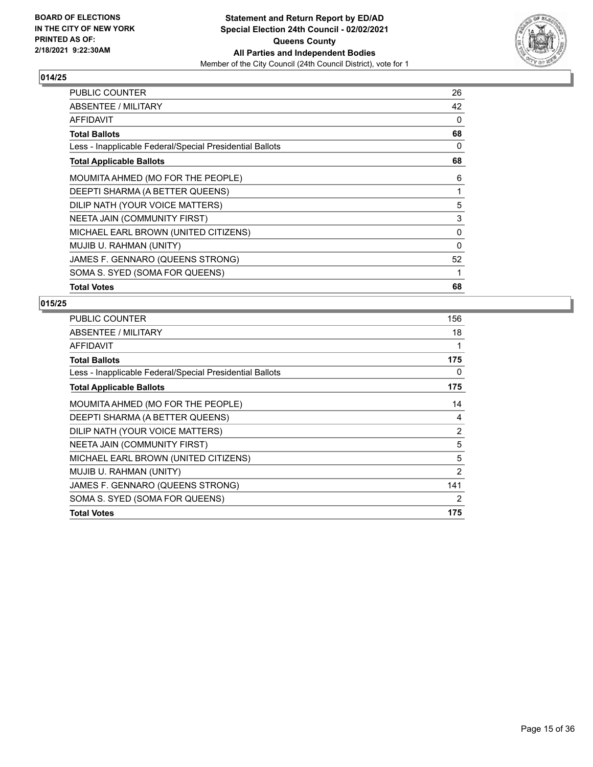**BOARD OF ELECTIONS IN THE CITY OF NEW YORK PRINTED AS OF: 2/18/2021 9:22:30AM**

**Statement and Return Report by ED/AD Special Election 24th Council - 02/02/2021 Queens County All Parties and Independent Bodies**

Member of the City Council (24th Council District), vote for 1

## 014/25

| | |
|---|---|
| PUBLIC COUNTER | 26 |
| ABSENTEE / MILITARY | 42 |
| AFFIDAVIT | 0 |
| **Total Ballots** | **68** |
| Less - Inapplicable Federal/Special Presidential Ballots | 0 |
| **Total Applicable Ballots** | **68** |
| MOUMITA AHMED (MO FOR THE PEOPLE) | 6 |
| DEEPTI SHARMA (A BETTER QUEENS) | 1 |
| DILIP NATH (YOUR VOICE MATTERS) | 5 |
| NEETA JAIN (COMMUNITY FIRST) | 3 |
| MICHAEL EARL BROWN (UNITED CITIZENS) | 0 |
| MUJIB U. RAHMAN (UNITY) | 0 |
| JAMES F. GENNARO (QUEENS STRONG) | 52 |
| SOMA S. SYED (SOMA FOR QUEENS) | 1 |
| **Total Votes** | **68** |

## 015/25

| | |
|---|---|
| PUBLIC COUNTER | 156 |
| ABSENTEE / MILITARY | 18 |
| AFFIDAVIT | 1 |
| **Total Ballots** | **175** |
| Less - Inapplicable Federal/Special Presidential Ballots | 0 |
| **Total Applicable Ballots** | **175** |
| MOUMITA AHMED (MO FOR THE PEOPLE) | 14 |
| DEEPTI SHARMA (A BETTER QUEENS) | 4 |
| DILIP NATH (YOUR VOICE MATTERS) | 2 |
| NEETA JAIN (COMMUNITY FIRST) | 5 |
| MICHAEL EARL BROWN (UNITED CITIZENS) | 5 |
| MUJIB U. RAHMAN (UNITY) | 2 |
| JAMES F. GENNARO (QUEENS STRONG) | 141 |
| SOMA S. SYED (SOMA FOR QUEENS) | 2 |
| **Total Votes** | **175** |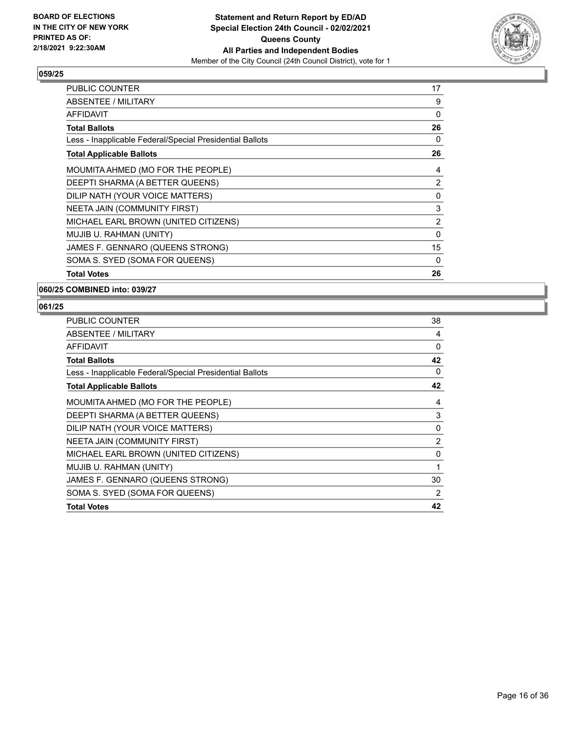**059/25**

| | |
|---|---|
| PUBLIC COUNTER | 17 |
| ABSENTEE / MILITARY | 9 |
| AFFIDAVIT | 0 |
| **Total Ballots** | **26** |
| Less - Inapplicable Federal/Special Presidential Ballots | 0 |
| **Total Applicable Ballots** | **26** |
| MOUMITA AHMED (MO FOR THE PEOPLE) | 4 |
| DEEPTI SHARMA (A BETTER QUEENS) | 2 |
| DILIP NATH (YOUR VOICE MATTERS) | 0 |
| NEETA JAIN (COMMUNITY FIRST) | 3 |
| MICHAEL EARL BROWN (UNITED CITIZENS) | 2 |
| MUJIB U. RAHMAN (UNITY) | 0 |
| JAMES F. GENNARO (QUEENS STRONG) | 15 |
| SOMA S. SYED (SOMA FOR QUEENS) | 0 |
| **Total Votes** | **26** |

**060/25 COMBINED into: 039/27**

**061/25**

| | |
|---|---|
| PUBLIC COUNTER | 38 |
| ABSENTEE / MILITARY | 4 |
| AFFIDAVIT | 0 |
| **Total Ballots** | **42** |
| Less - Inapplicable Federal/Special Presidential Ballots | 0 |
| **Total Applicable Ballots** | **42** |
| MOUMITA AHMED (MO FOR THE PEOPLE) | 4 |
| DEEPTI SHARMA (A BETTER QUEENS) | 3 |
| DILIP NATH (YOUR VOICE MATTERS) | 0 |
| NEETA JAIN (COMMUNITY FIRST) | 2 |
| MICHAEL EARL BROWN (UNITED CITIZENS) | 0 |
| MUJIB U. RAHMAN (UNITY) | 1 |
| JAMES F. GENNARO (QUEENS STRONG) | 30 |
| SOMA S. SYED (SOMA FOR QUEENS) | 2 |
| **Total Votes** | **42** |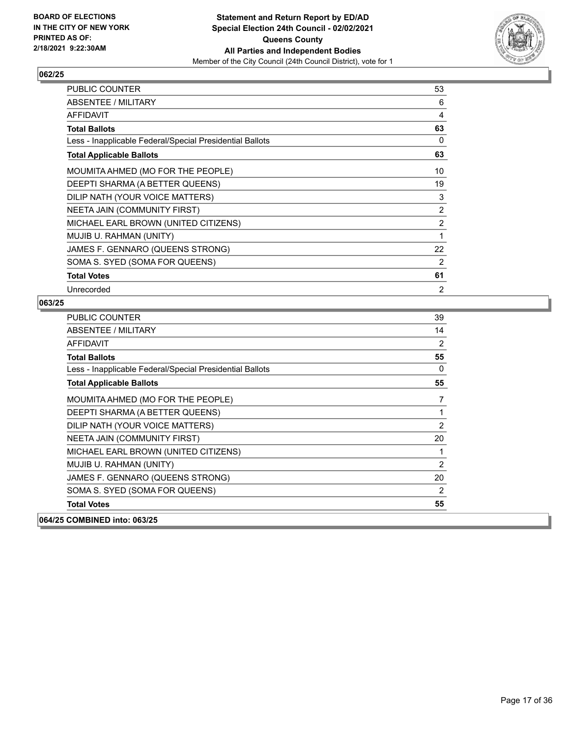**BOARD OF ELECTIONS IN THE CITY OF NEW YORK PRINTED AS OF: 2/18/2021 9:22:30AM**

**Statement and Return Report by ED/AD Special Election 24th Council - 02/02/2021 Queens County All Parties and Independent Bodies**

Member of the City Council (24th Council District), vote for 1

## 062/25

| | |
|---|---|
| PUBLIC COUNTER | 53 |
| ABSENTEE / MILITARY | 6 |
| AFFIDAVIT | 4 |
| **Total Ballots** | **63** |
| Less - Inapplicable Federal/Special Presidential Ballots | 0 |
| **Total Applicable Ballots** | **63** |
| MOUMITA AHMED (MO FOR THE PEOPLE) | 10 |
| DEEPTI SHARMA (A BETTER QUEENS) | 19 |
| DILIP NATH (YOUR VOICE MATTERS) | 3 |
| NEETA JAIN (COMMUNITY FIRST) | 2 |
| MICHAEL EARL BROWN (UNITED CITIZENS) | 2 |
| MUJIB U. RAHMAN (UNITY) | 1 |
| JAMES F. GENNARO (QUEENS STRONG) | 22 |
| SOMA S. SYED (SOMA FOR QUEENS) | 2 |
| **Total Votes** | **61** |
| Unrecorded | 2 |

## 063/25

| | |
|---|---|
| PUBLIC COUNTER | 39 |
| ABSENTEE / MILITARY | 14 |
| AFFIDAVIT | 2 |
| **Total Ballots** | **55** |
| Less - Inapplicable Federal/Special Presidential Ballots | 0 |
| **Total Applicable Ballots** | **55** |
| MOUMITA AHMED (MO FOR THE PEOPLE) | 7 |
| DEEPTI SHARMA (A BETTER QUEENS) | 1 |
| DILIP NATH (YOUR VOICE MATTERS) | 2 |
| NEETA JAIN (COMMUNITY FIRST) | 20 |
| MICHAEL EARL BROWN (UNITED CITIZENS) | 1 |
| MUJIB U. RAHMAN (UNITY) | 2 |
| JAMES F. GENNARO (QUEENS STRONG) | 20 |
| SOMA S. SYED (SOMA FOR QUEENS) | 2 |
| **Total Votes** | **55** |

## 064/25 COMBINED into: 063/25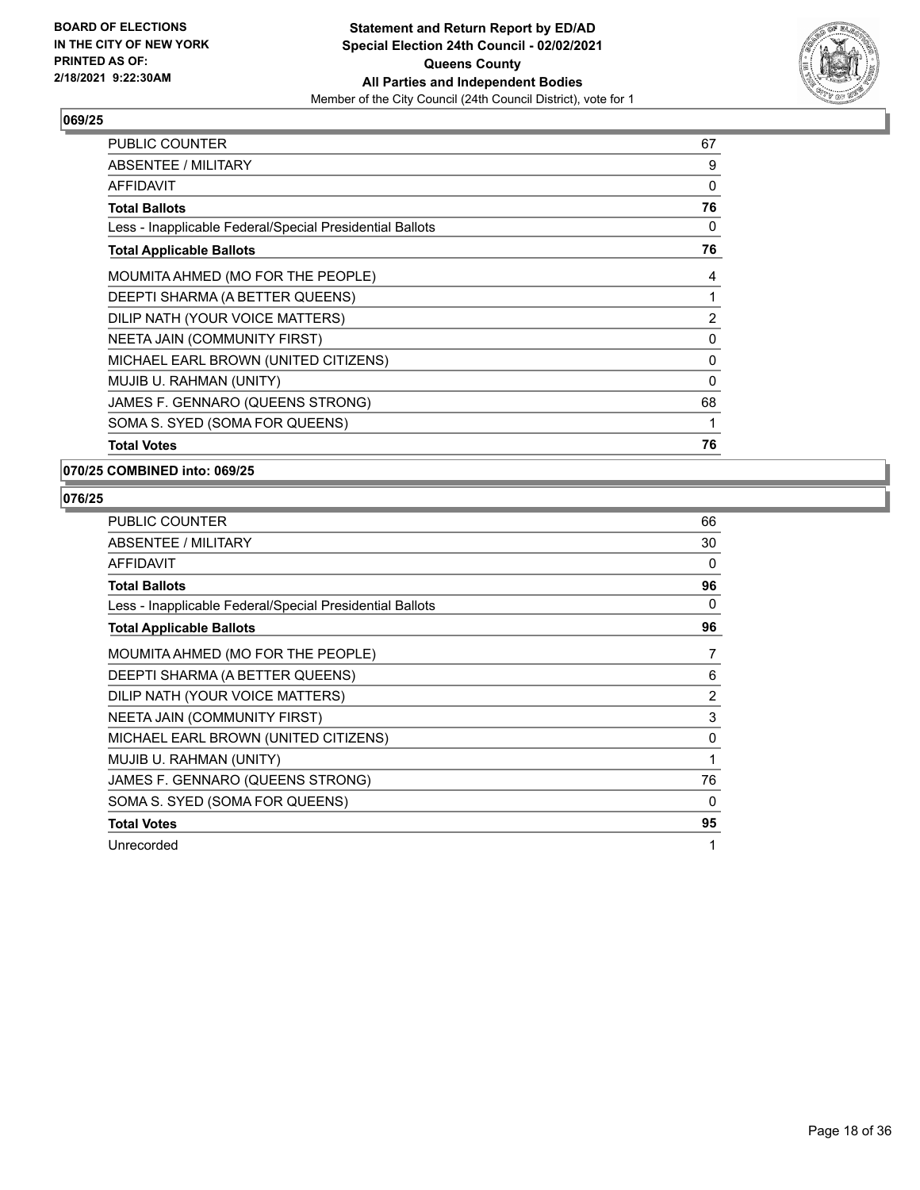**BOARD OF ELECTIONS IN THE CITY OF NEW YORK PRINTED AS OF: 2/18/2021 9:22:30AM**

**Statement and Return Report by ED/AD**
**Special Election 24th Council - 02/02/2021**
**Queens County**
**All Parties and Independent Bodies**
Member of the City Council (24th Council District), vote for 1

### 069/25

| | |
|---|---|
| PUBLIC COUNTER | 67 |
| ABSENTEE / MILITARY | 9 |
| AFFIDAVIT | 0 |
| **Total Ballots** | **76** |
| Less - Inapplicable Federal/Special Presidential Ballots | 0 |
| **Total Applicable Ballots** | **76** |
| MOUMITA AHMED (MO FOR THE PEOPLE) | 4 |
| DEEPTI SHARMA (A BETTER QUEENS) | 1 |
| DILIP NATH (YOUR VOICE MATTERS) | 2 |
| NEETA JAIN (COMMUNITY FIRST) | 0 |
| MICHAEL EARL BROWN (UNITED CITIZENS) | 0 |
| MUJIB U. RAHMAN (UNITY) | 0 |
| JAMES F. GENNARO (QUEENS STRONG) | 68 |
| SOMA S. SYED (SOMA FOR QUEENS) | 1 |
| **Total Votes** | **76** |

### 070/25 COMBINED into: 069/25

### 076/25

| | |
|---|---|
| PUBLIC COUNTER | 66 |
| ABSENTEE / MILITARY | 30 |
| AFFIDAVIT | 0 |
| **Total Ballots** | **96** |
| Less - Inapplicable Federal/Special Presidential Ballots | 0 |
| **Total Applicable Ballots** | **96** |
| MOUMITA AHMED (MO FOR THE PEOPLE) | 7 |
| DEEPTI SHARMA (A BETTER QUEENS) | 6 |
| DILIP NATH (YOUR VOICE MATTERS) | 2 |
| NEETA JAIN (COMMUNITY FIRST) | 3 |
| MICHAEL EARL BROWN (UNITED CITIZENS) | 0 |
| MUJIB U. RAHMAN (UNITY) | 1 |
| JAMES F. GENNARO (QUEENS STRONG) | 76 |
| SOMA S. SYED (SOMA FOR QUEENS) | 0 |
| **Total Votes** | **95** |
| Unrecorded | 1 |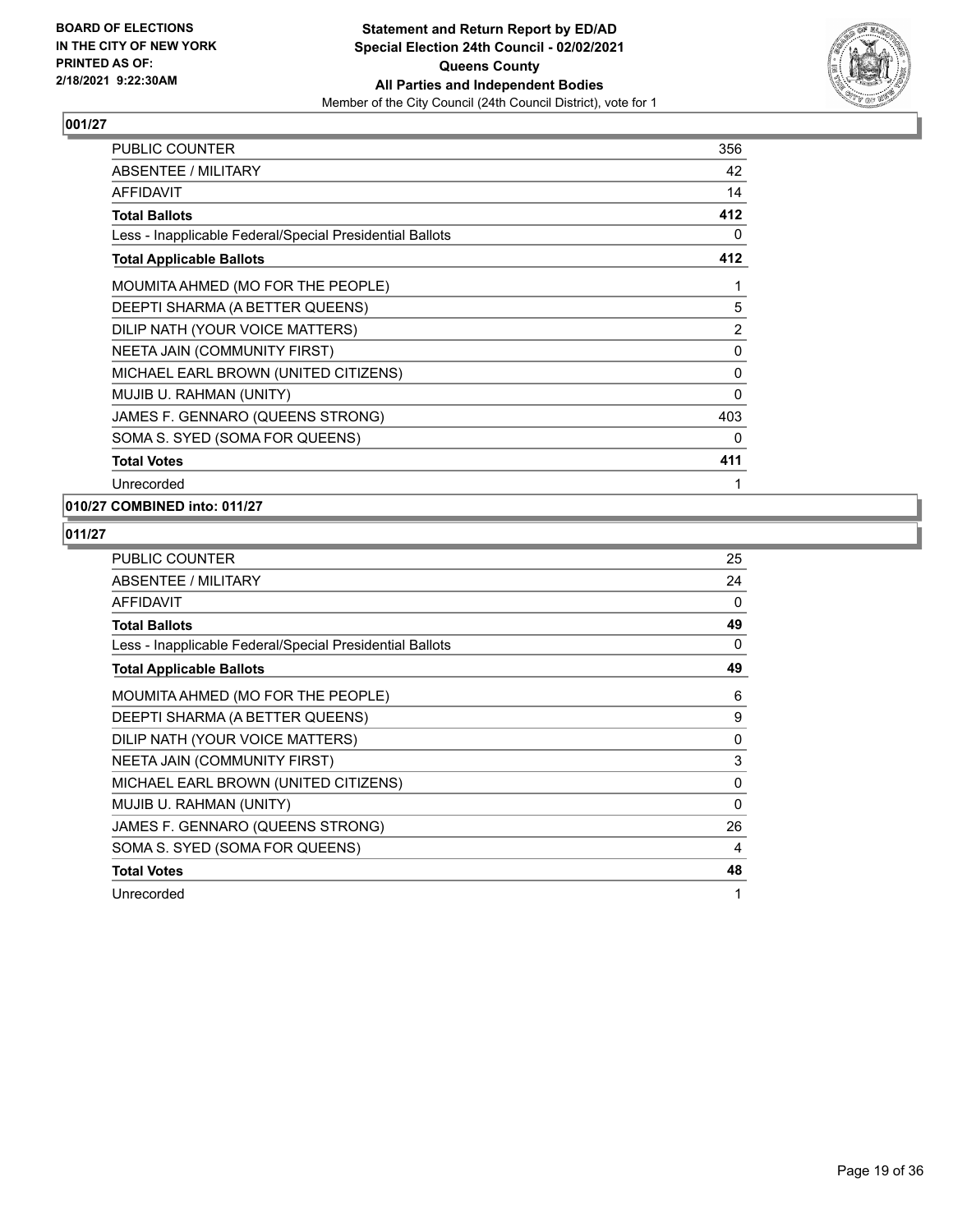BOARD OF ELECTIONS
IN THE CITY OF NEW YORK
PRINTED AS OF:
2/18/2021 9:22:30AM

**Statement and Return Report by ED/AD**
**Special Election 24th Council - 02/02/2021**
**Queens County**
**All Parties and Independent Bodies**
Member of the City Council (24th Council District), vote for 1

### 001/27

| | |
|---|---|
| PUBLIC COUNTER | 356 |
| ABSENTEE / MILITARY | 42 |
| AFFIDAVIT | 14 |
| **Total Ballots** | **412** |
| Less - Inapplicable Federal/Special Presidential Ballots | 0 |
| **Total Applicable Ballots** | **412** |
| MOUMITA AHMED (MO FOR THE PEOPLE) | 1 |
| DEEPTI SHARMA (A BETTER QUEENS) | 5 |
| DILIP NATH (YOUR VOICE MATTERS) | 2 |
| NEETA JAIN (COMMUNITY FIRST) | 0 |
| MICHAEL EARL BROWN (UNITED CITIZENS) | 0 |
| MUJIB U. RAHMAN (UNITY) | 0 |
| JAMES F. GENNARO (QUEENS STRONG) | 403 |
| SOMA S. SYED (SOMA FOR QUEENS) | 0 |
| **Total Votes** | **411** |
| Unrecorded | 1 |

### 010/27 COMBINED into: 011/27

### 011/27

| | |
|---|---|
| PUBLIC COUNTER | 25 |
| ABSENTEE / MILITARY | 24 |
| AFFIDAVIT | 0 |
| **Total Ballots** | **49** |
| Less - Inapplicable Federal/Special Presidential Ballots | 0 |
| **Total Applicable Ballots** | **49** |
| MOUMITA AHMED (MO FOR THE PEOPLE) | 6 |
| DEEPTI SHARMA (A BETTER QUEENS) | 9 |
| DILIP NATH (YOUR VOICE MATTERS) | 0 |
| NEETA JAIN (COMMUNITY FIRST) | 3 |
| MICHAEL EARL BROWN (UNITED CITIZENS) | 0 |
| MUJIB U. RAHMAN (UNITY) | 0 |
| JAMES F. GENNARO (QUEENS STRONG) | 26 |
| SOMA S. SYED (SOMA FOR QUEENS) | 4 |
| **Total Votes** | **48** |
| Unrecorded | 1 |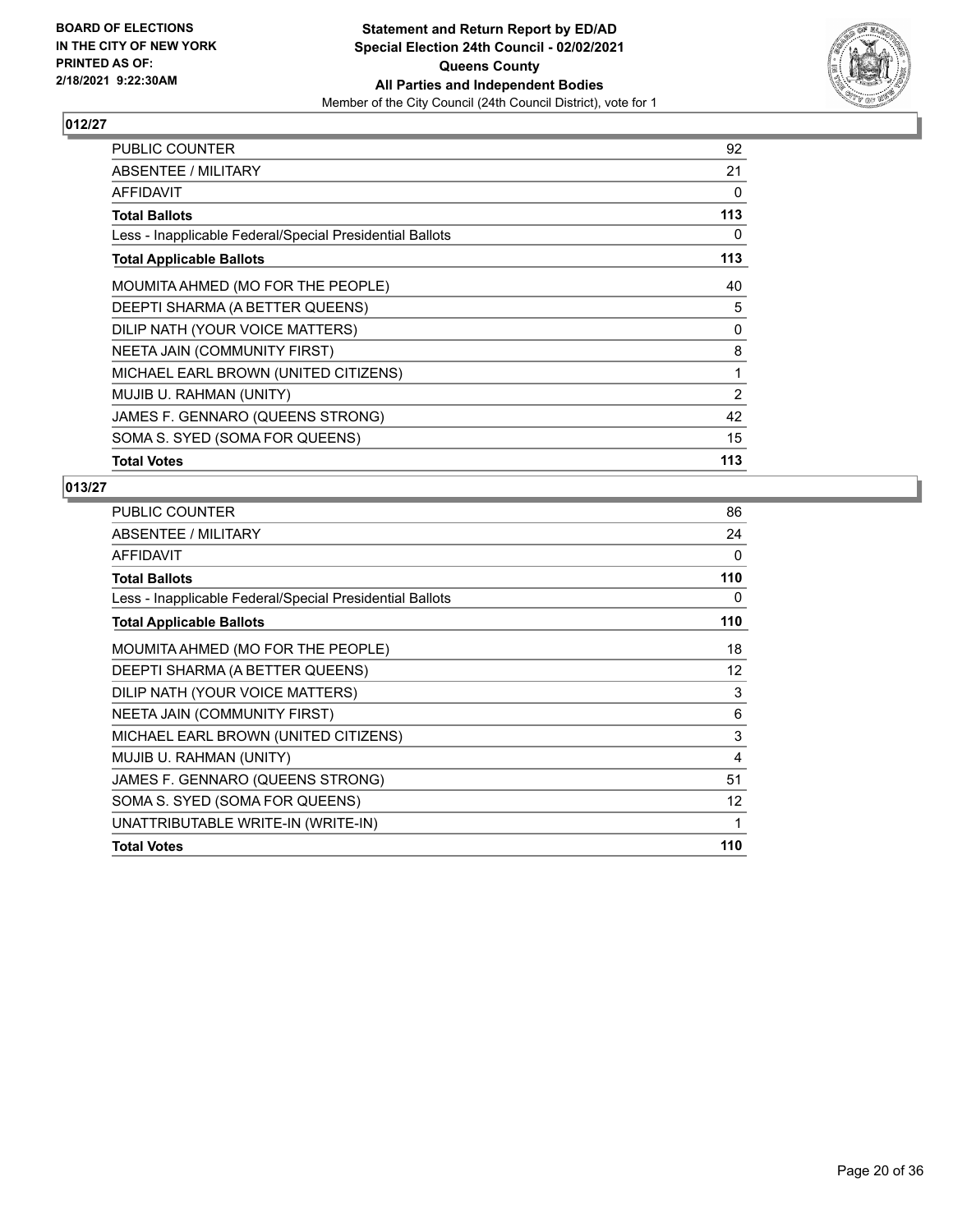**BOARD OF ELECTIONS IN THE CITY OF NEW YORK PRINTED AS OF: 2/18/2021 9:22:30AM**

**Statement and Return Report by ED/AD Special Election 24th Council - 02/02/2021 Queens County All Parties and Independent Bodies**

Member of the City Council (24th Council District), vote for 1

## 012/27

| | |
|---|---|
| PUBLIC COUNTER | 92 |
| ABSENTEE / MILITARY | 21 |
| AFFIDAVIT | 0 |
| **Total Ballots** | **113** |
| Less - Inapplicable Federal/Special Presidential Ballots | 0 |
| **Total Applicable Ballots** | **113** |
| MOUMITA AHMED (MO FOR THE PEOPLE) | 40 |
| DEEPTI SHARMA (A BETTER QUEENS) | 5 |
| DILIP NATH (YOUR VOICE MATTERS) | 0 |
| NEETA JAIN (COMMUNITY FIRST) | 8 |
| MICHAEL EARL BROWN (UNITED CITIZENS) | 1 |
| MUJIB U. RAHMAN (UNITY) | 2 |
| JAMES F. GENNARO (QUEENS STRONG) | 42 |
| SOMA S. SYED (SOMA FOR QUEENS) | 15 |
| **Total Votes** | **113** |

## 013/27

| | |
|---|---|
| PUBLIC COUNTER | 86 |
| ABSENTEE / MILITARY | 24 |
| AFFIDAVIT | 0 |
| **Total Ballots** | **110** |
| Less - Inapplicable Federal/Special Presidential Ballots | 0 |
| **Total Applicable Ballots** | **110** |
| MOUMITA AHMED (MO FOR THE PEOPLE) | 18 |
| DEEPTI SHARMA (A BETTER QUEENS) | 12 |
| DILIP NATH (YOUR VOICE MATTERS) | 3 |
| NEETA JAIN (COMMUNITY FIRST) | 6 |
| MICHAEL EARL BROWN (UNITED CITIZENS) | 3 |
| MUJIB U. RAHMAN (UNITY) | 4 |
| JAMES F. GENNARO (QUEENS STRONG) | 51 |
| SOMA S. SYED (SOMA FOR QUEENS) | 12 |
| UNATTRIBUTABLE WRITE-IN (WRITE-IN) | 1 |
| **Total Votes** | **110** |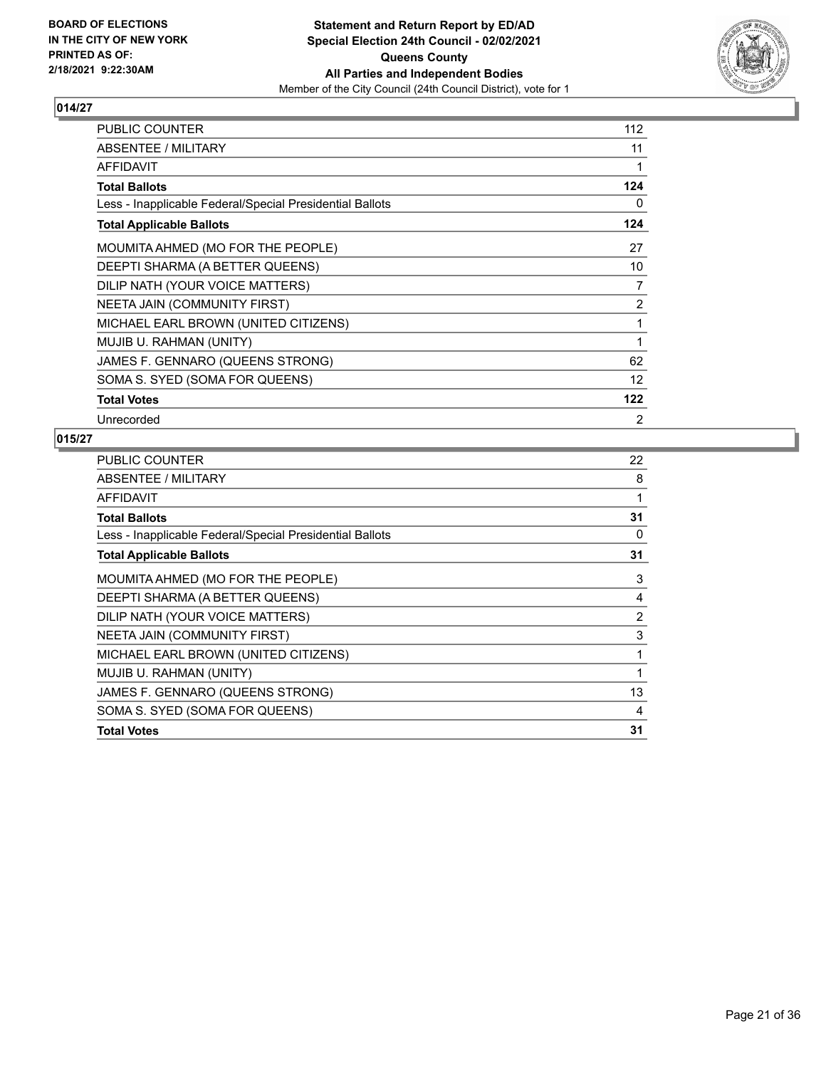**BOARD OF ELECTIONS IN THE CITY OF NEW YORK PRINTED AS OF: 2/18/2021 9:22:30AM**

**Statement and Return Report by ED/AD Special Election 24th Council - 02/02/2021 Queens County All Parties and Independent Bodies**
Member of the City Council (24th Council District), vote for 1

## 014/27

| | |
|---|---|
| PUBLIC COUNTER | 112 |
| ABSENTEE / MILITARY | 11 |
| AFFIDAVIT | 1 |
| **Total Ballots** | **124** |
| Less - Inapplicable Federal/Special Presidential Ballots | 0 |
| **Total Applicable Ballots** | **124** |
| MOUMITA AHMED (MO FOR THE PEOPLE) | 27 |
| DEEPTI SHARMA (A BETTER QUEENS) | 10 |
| DILIP NATH (YOUR VOICE MATTERS) | 7 |
| NEETA JAIN (COMMUNITY FIRST) | 2 |
| MICHAEL EARL BROWN (UNITED CITIZENS) | 1 |
| MUJIB U. RAHMAN (UNITY) | 1 |
| JAMES F. GENNARO (QUEENS STRONG) | 62 |
| SOMA S. SYED (SOMA FOR QUEENS) | 12 |
| **Total Votes** | **122** |
| Unrecorded | 2 |

## 015/27

| | |
|---|---|
| PUBLIC COUNTER | 22 |
| ABSENTEE / MILITARY | 8 |
| AFFIDAVIT | 1 |
| **Total Ballots** | **31** |
| Less - Inapplicable Federal/Special Presidential Ballots | 0 |
| **Total Applicable Ballots** | **31** |
| MOUMITA AHMED (MO FOR THE PEOPLE) | 3 |
| DEEPTI SHARMA (A BETTER QUEENS) | 4 |
| DILIP NATH (YOUR VOICE MATTERS) | 2 |
| NEETA JAIN (COMMUNITY FIRST) | 3 |
| MICHAEL EARL BROWN (UNITED CITIZENS) | 1 |
| MUJIB U. RAHMAN (UNITY) | 1 |
| JAMES F. GENNARO (QUEENS STRONG) | 13 |
| SOMA S. SYED (SOMA FOR QUEENS) | 4 |
| **Total Votes** | **31** |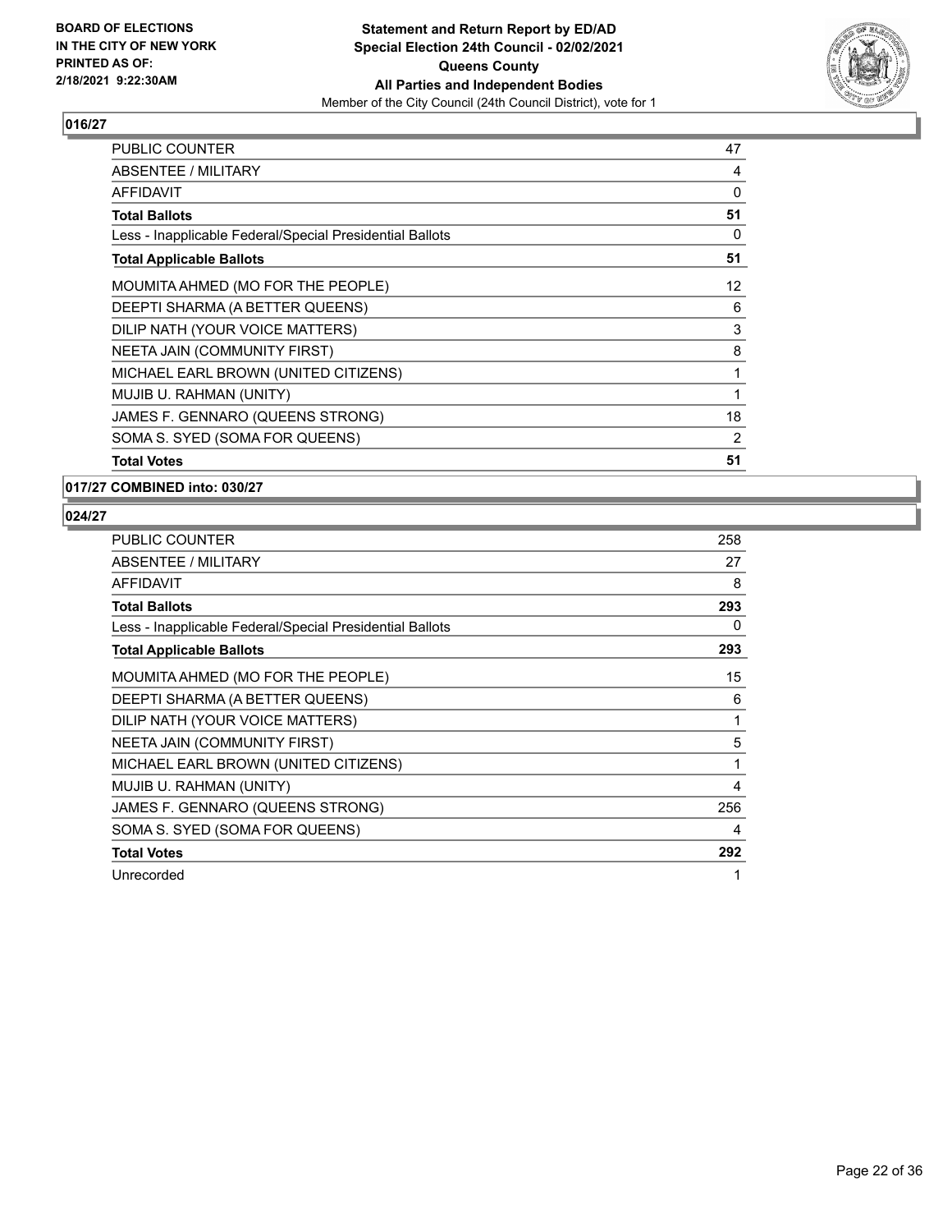**BOARD OF ELECTIONS IN THE CITY OF NEW YORK PRINTED AS OF: 2/18/2021 9:22:30AM**

**Statement and Return Report by ED/AD**
**Special Election 24th Council - 02/02/2021**
**Queens County**
**All Parties and Independent Bodies**
Member of the City Council (24th Council District), vote for 1

## 016/27

| | |
|---|---|
| PUBLIC COUNTER | 47 |
| ABSENTEE / MILITARY | 4 |
| AFFIDAVIT | 0 |
| **Total Ballots** | **51** |
| Less - Inapplicable Federal/Special Presidential Ballots | 0 |
| **Total Applicable Ballots** | **51** |
| MOUMITA AHMED (MO FOR THE PEOPLE) | 12 |
| DEEPTI SHARMA (A BETTER QUEENS) | 6 |
| DILIP NATH (YOUR VOICE MATTERS) | 3 |
| NEETA JAIN (COMMUNITY FIRST) | 8 |
| MICHAEL EARL BROWN (UNITED CITIZENS) | 1 |
| MUJIB U. RAHMAN (UNITY) | 1 |
| JAMES F. GENNARO (QUEENS STRONG) | 18 |
| SOMA S. SYED (SOMA FOR QUEENS) | 2 |
| **Total Votes** | **51** |

## 017/27 COMBINED into: 030/27

## 024/27

| | |
|---|---|
| PUBLIC COUNTER | 258 |
| ABSENTEE / MILITARY | 27 |
| AFFIDAVIT | 8 |
| **Total Ballots** | **293** |
| Less - Inapplicable Federal/Special Presidential Ballots | 0 |
| **Total Applicable Ballots** | **293** |
| MOUMITA AHMED (MO FOR THE PEOPLE) | 15 |
| DEEPTI SHARMA (A BETTER QUEENS) | 6 |
| DILIP NATH (YOUR VOICE MATTERS) | 1 |
| NEETA JAIN (COMMUNITY FIRST) | 5 |
| MICHAEL EARL BROWN (UNITED CITIZENS) | 1 |
| MUJIB U. RAHMAN (UNITY) | 4 |
| JAMES F. GENNARO (QUEENS STRONG) | 256 |
| SOMA S. SYED (SOMA FOR QUEENS) | 4 |
| **Total Votes** | **292** |
| Unrecorded | 1 |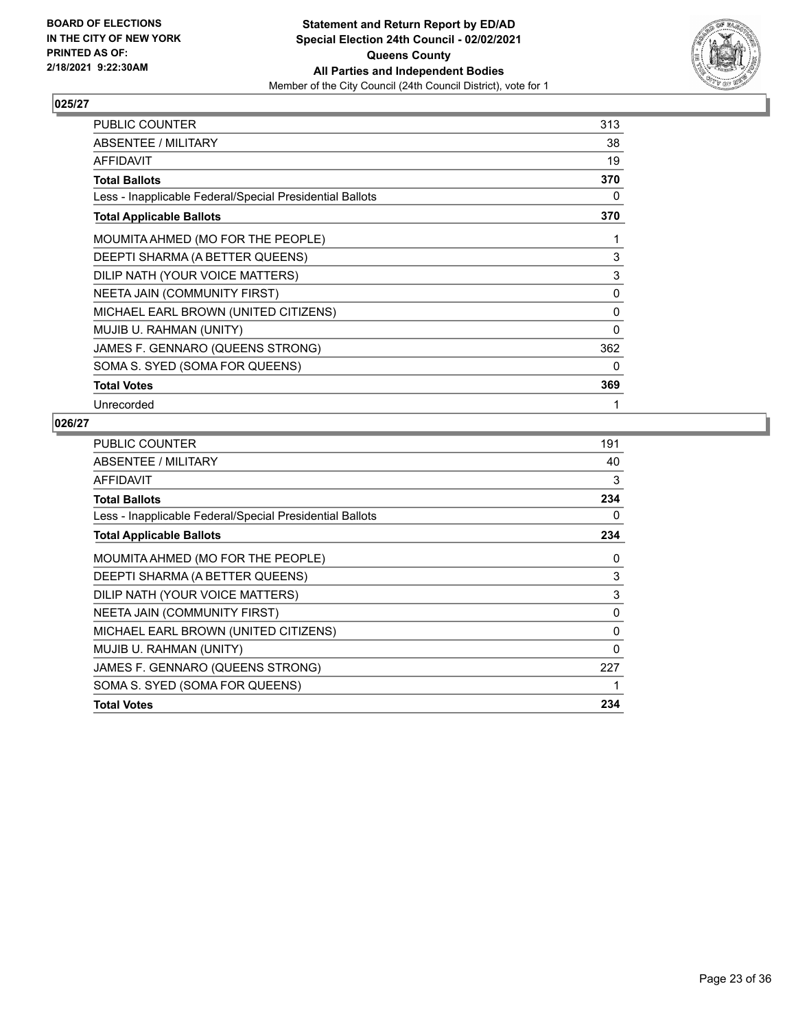## 025/27

| | |
|---|---|
| PUBLIC COUNTER | 313 |
| ABSENTEE / MILITARY | 38 |
| AFFIDAVIT | 19 |
| **Total Ballots** | **370** |
| Less - Inapplicable Federal/Special Presidential Ballots | 0 |
| **Total Applicable Ballots** | **370** |
| MOUMITA AHMED (MO FOR THE PEOPLE) | 1 |
| DEEPTI SHARMA (A BETTER QUEENS) | 3 |
| DILIP NATH (YOUR VOICE MATTERS) | 3 |
| NEETA JAIN (COMMUNITY FIRST) | 0 |
| MICHAEL EARL BROWN (UNITED CITIZENS) | 0 |
| MUJIB U. RAHMAN (UNITY) | 0 |
| JAMES F. GENNARO (QUEENS STRONG) | 362 |
| SOMA S. SYED (SOMA FOR QUEENS) | 0 |
| **Total Votes** | **369** |
| Unrecorded | 1 |

## 026/27

| | |
|---|---|
| PUBLIC COUNTER | 191 |
| ABSENTEE / MILITARY | 40 |
| AFFIDAVIT | 3 |
| **Total Ballots** | **234** |
| Less - Inapplicable Federal/Special Presidential Ballots | 0 |
| **Total Applicable Ballots** | **234** |
| MOUMITA AHMED (MO FOR THE PEOPLE) | 0 |
| DEEPTI SHARMA (A BETTER QUEENS) | 3 |
| DILIP NATH (YOUR VOICE MATTERS) | 3 |
| NEETA JAIN (COMMUNITY FIRST) | 0 |
| MICHAEL EARL BROWN (UNITED CITIZENS) | 0 |
| MUJIB U. RAHMAN (UNITY) | 0 |
| JAMES F. GENNARO (QUEENS STRONG) | 227 |
| SOMA S. SYED (SOMA FOR QUEENS) | 1 |
| **Total Votes** | **234** |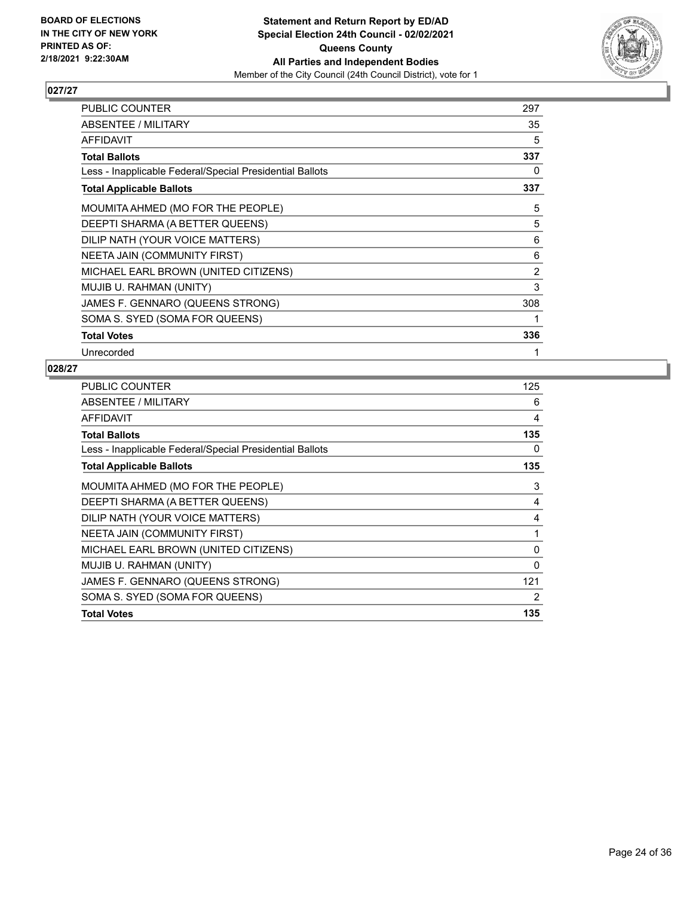BOARD OF ELECTIONS
IN THE CITY OF NEW YORK
PRINTED AS OF:
2/18/2021 9:22:30AM

**Statement and Return Report by ED/AD**
**Special Election 24th Council - 02/02/2021**
**Queens County**
**All Parties and Independent Bodies**
Member of the City Council (24th Council District), vote for 1

## 027/27

| | |
|---|---|
| PUBLIC COUNTER | 297 |
| ABSENTEE / MILITARY | 35 |
| AFFIDAVIT | 5 |
| **Total Ballots** | **337** |
| Less - Inapplicable Federal/Special Presidential Ballots | 0 |
| **Total Applicable Ballots** | **337** |
| MOUMITA AHMED (MO FOR THE PEOPLE) | 5 |
| DEEPTI SHARMA (A BETTER QUEENS) | 5 |
| DILIP NATH (YOUR VOICE MATTERS) | 6 |
| NEETA JAIN (COMMUNITY FIRST) | 6 |
| MICHAEL EARL BROWN (UNITED CITIZENS) | 2 |
| MUJIB U. RAHMAN (UNITY) | 3 |
| JAMES F. GENNARO (QUEENS STRONG) | 308 |
| SOMA S. SYED (SOMA FOR QUEENS) | 1 |
| **Total Votes** | **336** |
| Unrecorded | 1 |

## 028/27

| | |
|---|---|
| PUBLIC COUNTER | 125 |
| ABSENTEE / MILITARY | 6 |
| AFFIDAVIT | 4 |
| **Total Ballots** | **135** |
| Less - Inapplicable Federal/Special Presidential Ballots | 0 |
| **Total Applicable Ballots** | **135** |
| MOUMITA AHMED (MO FOR THE PEOPLE) | 3 |
| DEEPTI SHARMA (A BETTER QUEENS) | 4 |
| DILIP NATH (YOUR VOICE MATTERS) | 4 |
| NEETA JAIN (COMMUNITY FIRST) | 1 |
| MICHAEL EARL BROWN (UNITED CITIZENS) | 0 |
| MUJIB U. RAHMAN (UNITY) | 0 |
| JAMES F. GENNARO (QUEENS STRONG) | 121 |
| SOMA S. SYED (SOMA FOR QUEENS) | 2 |
| **Total Votes** | **135** |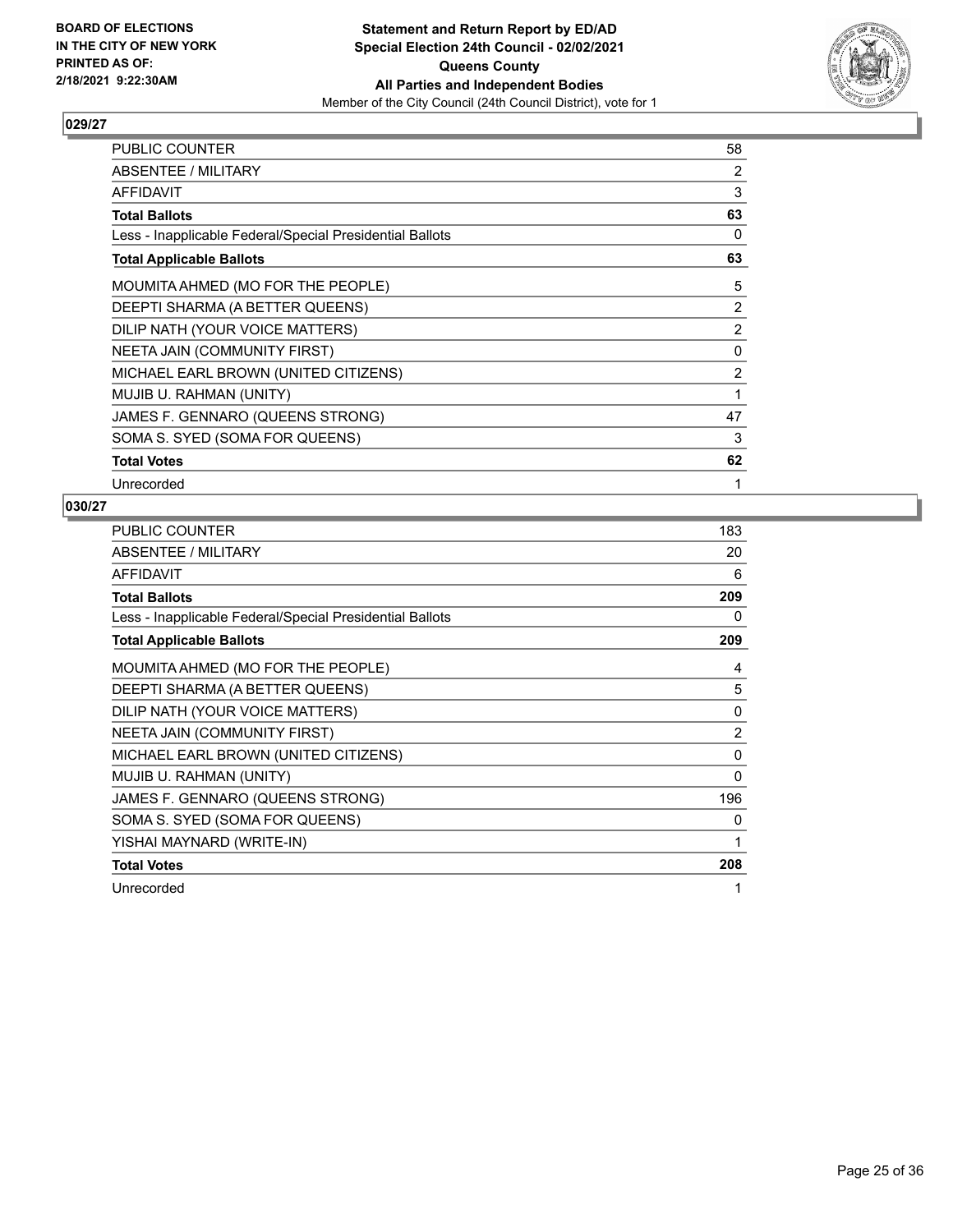**BOARD OF ELECTIONS IN THE CITY OF NEW YORK PRINTED AS OF: 2/18/2021 9:22:30AM**

**Statement and Return Report by ED/AD**
**Special Election 24th Council - 02/02/2021**
**Queens County**
**All Parties and Independent Bodies**
Member of the City Council (24th Council District), vote for 1

## 029/27

| | |
|---|---|
| PUBLIC COUNTER | 58 |
| ABSENTEE / MILITARY | 2 |
| AFFIDAVIT | 3 |
| **Total Ballots** | **63** |
| Less - Inapplicable Federal/Special Presidential Ballots | 0 |
| **Total Applicable Ballots** | **63** |
| MOUMITA AHMED (MO FOR THE PEOPLE) | 5 |
| DEEPTI SHARMA (A BETTER QUEENS) | 2 |
| DILIP NATH (YOUR VOICE MATTERS) | 2 |
| NEETA JAIN (COMMUNITY FIRST) | 0 |
| MICHAEL EARL BROWN (UNITED CITIZENS) | 2 |
| MUJIB U. RAHMAN (UNITY) | 1 |
| JAMES F. GENNARO (QUEENS STRONG) | 47 |
| SOMA S. SYED (SOMA FOR QUEENS) | 3 |
| **Total Votes** | **62** |
| Unrecorded | 1 |

## 030/27

| | |
|---|---|
| PUBLIC COUNTER | 183 |
| ABSENTEE / MILITARY | 20 |
| AFFIDAVIT | 6 |
| **Total Ballots** | **209** |
| Less - Inapplicable Federal/Special Presidential Ballots | 0 |
| **Total Applicable Ballots** | **209** |
| MOUMITA AHMED (MO FOR THE PEOPLE) | 4 |
| DEEPTI SHARMA (A BETTER QUEENS) | 5 |
| DILIP NATH (YOUR VOICE MATTERS) | 0 |
| NEETA JAIN (COMMUNITY FIRST) | 2 |
| MICHAEL EARL BROWN (UNITED CITIZENS) | 0 |
| MUJIB U. RAHMAN (UNITY) | 0 |
| JAMES F. GENNARO (QUEENS STRONG) | 196 |
| SOMA S. SYED (SOMA FOR QUEENS) | 0 |
| YISHAI MAYNARD (WRITE-IN) | 1 |
| **Total Votes** | **208** |
| Unrecorded | 1 |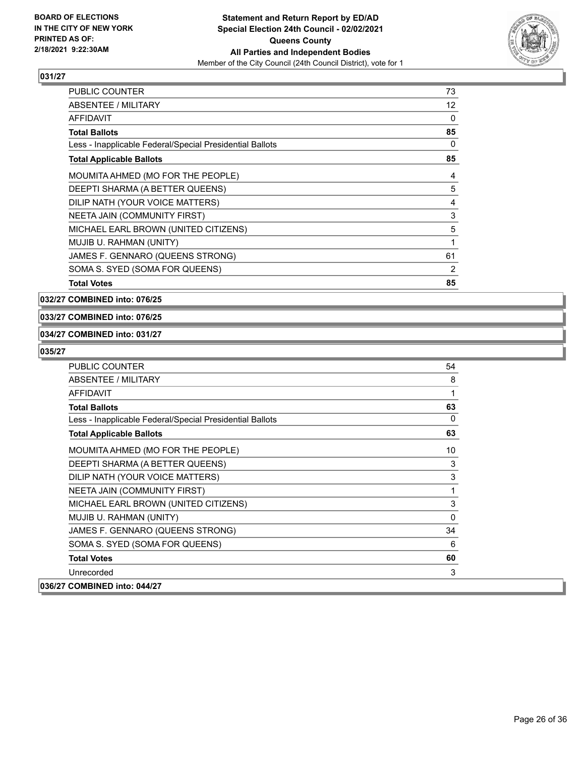**BOARD OF ELECTIONS IN THE CITY OF NEW YORK PRINTED AS OF: 2/18/2021 9:22:30AM**

**Statement and Return Report by ED/AD**
**Special Election 24th Council - 02/02/2021**
**Queens County**
**All Parties and Independent Bodies**
Member of the City Council (24th Council District), vote for 1

**031/27**

| | |
|---|---|
| PUBLIC COUNTER | 73 |
| ABSENTEE / MILITARY | 12 |
| AFFIDAVIT | 0 |
| **Total Ballots** | **85** |
| Less - Inapplicable Federal/Special Presidential Ballots | 0 |
| **Total Applicable Ballots** | **85** |
| MOUMITA AHMED (MO FOR THE PEOPLE) | 4 |
| DEEPTI SHARMA (A BETTER QUEENS) | 5 |
| DILIP NATH (YOUR VOICE MATTERS) | 4 |
| NEETA JAIN (COMMUNITY FIRST) | 3 |
| MICHAEL EARL BROWN (UNITED CITIZENS) | 5 |
| MUJIB U. RAHMAN (UNITY) | 1 |
| JAMES F. GENNARO (QUEENS STRONG) | 61 |
| SOMA S. SYED (SOMA FOR QUEENS) | 2 |
| **Total Votes** | **85** |

**032/27 COMBINED into: 076/25**

**033/27 COMBINED into: 076/25**

**034/27 COMBINED into: 031/27**

**035/27**

| | |
|---|---|
| PUBLIC COUNTER | 54 |
| ABSENTEE / MILITARY | 8 |
| AFFIDAVIT | 1 |
| **Total Ballots** | **63** |
| Less - Inapplicable Federal/Special Presidential Ballots | 0 |
| **Total Applicable Ballots** | **63** |
| MOUMITA AHMED (MO FOR THE PEOPLE) | 10 |
| DEEPTI SHARMA (A BETTER QUEENS) | 3 |
| DILIP NATH (YOUR VOICE MATTERS) | 3 |
| NEETA JAIN (COMMUNITY FIRST) | 1 |
| MICHAEL EARL BROWN (UNITED CITIZENS) | 3 |
| MUJIB U. RAHMAN (UNITY) | 0 |
| JAMES F. GENNARO (QUEENS STRONG) | 34 |
| SOMA S. SYED (SOMA FOR QUEENS) | 6 |
| **Total Votes** | **60** |
| Unrecorded | 3 |

**036/27 COMBINED into: 044/27**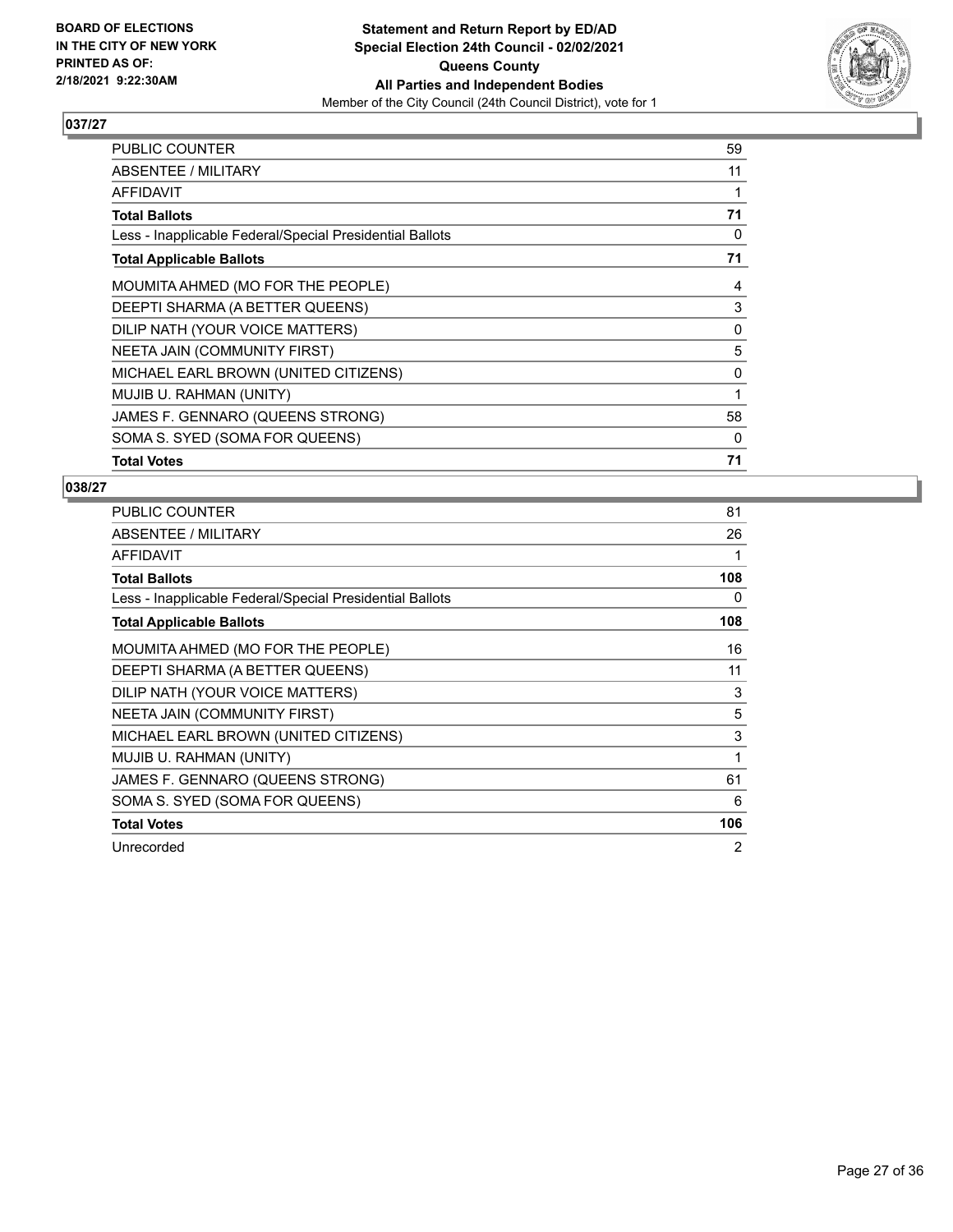BOARD OF ELECTIONS
IN THE CITY OF NEW YORK
PRINTED AS OF:
2/18/2021 9:22:30AM

**Statement and Return Report by ED/AD**
**Special Election 24th Council - 02/02/2021**
**Queens County**
**All Parties and Independent Bodies**
Member of the City Council (24th Council District), vote for 1

## 037/27

| | |
|---|---|
| PUBLIC COUNTER | 59 |
| ABSENTEE / MILITARY | 11 |
| AFFIDAVIT | 1 |
| **Total Ballots** | **71** |
| Less - Inapplicable Federal/Special Presidential Ballots | 0 |
| **Total Applicable Ballots** | **71** |
| MOUMITA AHMED (MO FOR THE PEOPLE) | 4 |
| DEEPTI SHARMA (A BETTER QUEENS) | 3 |
| DILIP NATH (YOUR VOICE MATTERS) | 0 |
| NEETA JAIN (COMMUNITY FIRST) | 5 |
| MICHAEL EARL BROWN (UNITED CITIZENS) | 0 |
| MUJIB U. RAHMAN (UNITY) | 1 |
| JAMES F. GENNARO (QUEENS STRONG) | 58 |
| SOMA S. SYED (SOMA FOR QUEENS) | 0 |
| **Total Votes** | **71** |

## 038/27

| | |
|---|---|
| PUBLIC COUNTER | 81 |
| ABSENTEE / MILITARY | 26 |
| AFFIDAVIT | 1 |
| **Total Ballots** | **108** |
| Less - Inapplicable Federal/Special Presidential Ballots | 0 |
| **Total Applicable Ballots** | **108** |
| MOUMITA AHMED (MO FOR THE PEOPLE) | 16 |
| DEEPTI SHARMA (A BETTER QUEENS) | 11 |
| DILIP NATH (YOUR VOICE MATTERS) | 3 |
| NEETA JAIN (COMMUNITY FIRST) | 5 |
| MICHAEL EARL BROWN (UNITED CITIZENS) | 3 |
| MUJIB U. RAHMAN (UNITY) | 1 |
| JAMES F. GENNARO (QUEENS STRONG) | 61 |
| SOMA S. SYED (SOMA FOR QUEENS) | 6 |
| **Total Votes** | **106** |
| Unrecorded | 2 |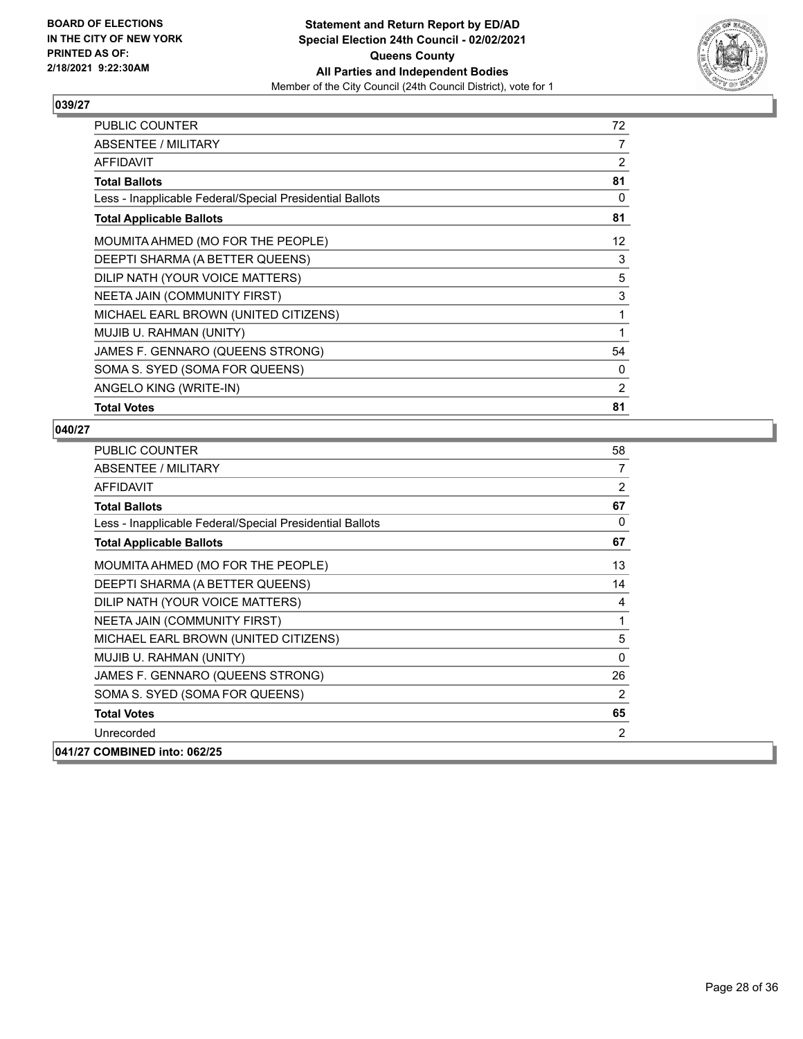BOARD OF ELECTIONS
IN THE CITY OF NEW YORK
PRINTED AS OF:
2/18/2021 9:22:30AM

**Statement and Return Report by ED/AD**
**Special Election 24th Council - 02/02/2021**
**Queens County**
**All Parties and Independent Bodies**
Member of the City Council (24th Council District), vote for 1

## 039/27

| | |
|---|---|
| PUBLIC COUNTER | 72 |
| ABSENTEE / MILITARY | 7 |
| AFFIDAVIT | 2 |
| **Total Ballots** | **81** |
| Less - Inapplicable Federal/Special Presidential Ballots | 0 |
| **Total Applicable Ballots** | **81** |
| MOUMITA AHMED (MO FOR THE PEOPLE) | 12 |
| DEEPTI SHARMA (A BETTER QUEENS) | 3 |
| DILIP NATH (YOUR VOICE MATTERS) | 5 |
| NEETA JAIN (COMMUNITY FIRST) | 3 |
| MICHAEL EARL BROWN (UNITED CITIZENS) | 1 |
| MUJIB U. RAHMAN (UNITY) | 1 |
| JAMES F. GENNARO (QUEENS STRONG) | 54 |
| SOMA S. SYED (SOMA FOR QUEENS) | 0 |
| ANGELO KING (WRITE-IN) | 2 |
| **Total Votes** | **81** |

## 040/27

| | |
|---|---|
| PUBLIC COUNTER | 58 |
| ABSENTEE / MILITARY | 7 |
| AFFIDAVIT | 2 |
| **Total Ballots** | **67** |
| Less - Inapplicable Federal/Special Presidential Ballots | 0 |
| **Total Applicable Ballots** | **67** |
| MOUMITA AHMED (MO FOR THE PEOPLE) | 13 |
| DEEPTI SHARMA (A BETTER QUEENS) | 14 |
| DILIP NATH (YOUR VOICE MATTERS) | 4 |
| NEETA JAIN (COMMUNITY FIRST) | 1 |
| MICHAEL EARL BROWN (UNITED CITIZENS) | 5 |
| MUJIB U. RAHMAN (UNITY) | 0 |
| JAMES F. GENNARO (QUEENS STRONG) | 26 |
| SOMA S. SYED (SOMA FOR QUEENS) | 2 |
| **Total Votes** | **65** |
| Unrecorded | 2 |

## 041/27 COMBINED into: 062/25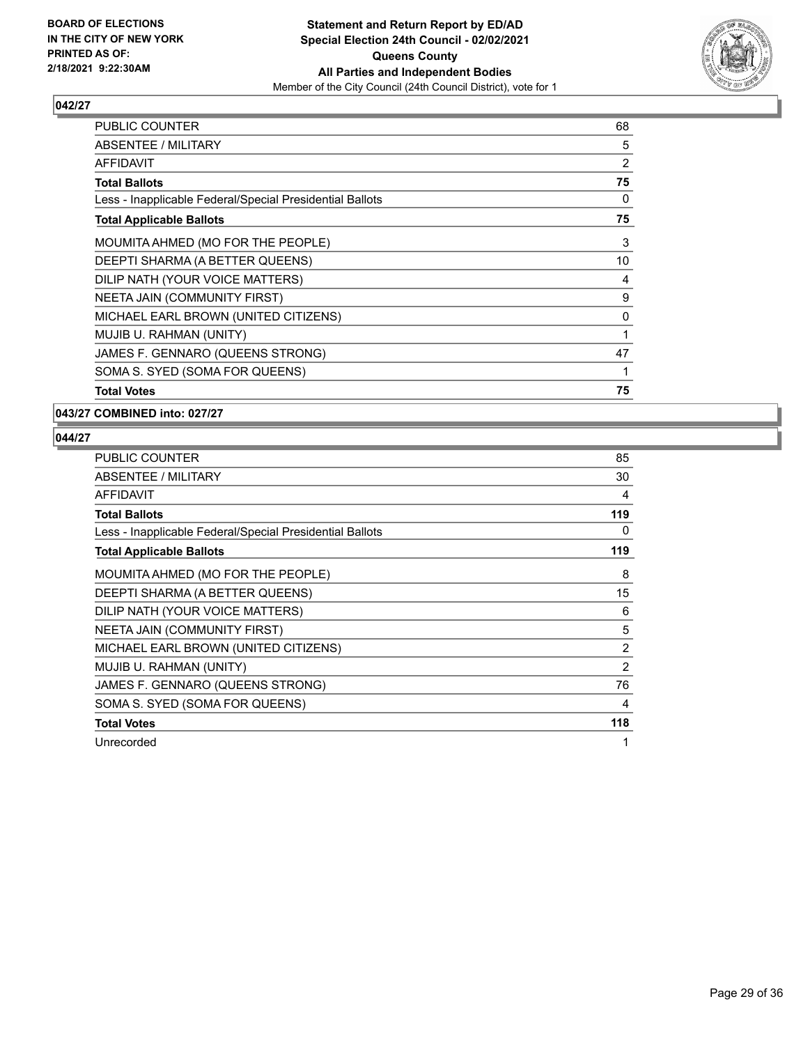**BOARD OF ELECTIONS IN THE CITY OF NEW YORK PRINTED AS OF: 2/18/2021 9:22:30AM**

**Statement and Return Report by ED/AD**
**Special Election 24th Council - 02/02/2021**
**Queens County**
**All Parties and Independent Bodies**
Member of the City Council (24th Council District), vote for 1

### 042/27

| | |
|---|---|
| PUBLIC COUNTER | 68 |
| ABSENTEE / MILITARY | 5 |
| AFFIDAVIT | 2 |
| **Total Ballots** | **75** |
| Less - Inapplicable Federal/Special Presidential Ballots | 0 |
| **Total Applicable Ballots** | **75** |
| MOUMITA AHMED (MO FOR THE PEOPLE) | 3 |
| DEEPTI SHARMA (A BETTER QUEENS) | 10 |
| DILIP NATH (YOUR VOICE MATTERS) | 4 |
| NEETA JAIN (COMMUNITY FIRST) | 9 |
| MICHAEL EARL BROWN (UNITED CITIZENS) | 0 |
| MUJIB U. RAHMAN (UNITY) | 1 |
| JAMES F. GENNARO (QUEENS STRONG) | 47 |
| SOMA S. SYED (SOMA FOR QUEENS) | 1 |
| **Total Votes** | **75** |

### 043/27 COMBINED into: 027/27

### 044/27

| | |
|---|---|
| PUBLIC COUNTER | 85 |
| ABSENTEE / MILITARY | 30 |
| AFFIDAVIT | 4 |
| **Total Ballots** | **119** |
| Less - Inapplicable Federal/Special Presidential Ballots | 0 |
| **Total Applicable Ballots** | **119** |
| MOUMITA AHMED (MO FOR THE PEOPLE) | 8 |
| DEEPTI SHARMA (A BETTER QUEENS) | 15 |
| DILIP NATH (YOUR VOICE MATTERS) | 6 |
| NEETA JAIN (COMMUNITY FIRST) | 5 |
| MICHAEL EARL BROWN (UNITED CITIZENS) | 2 |
| MUJIB U. RAHMAN (UNITY) | 2 |
| JAMES F. GENNARO (QUEENS STRONG) | 76 |
| SOMA S. SYED (SOMA FOR QUEENS) | 4 |
| **Total Votes** | **118** |
| Unrecorded | 1 |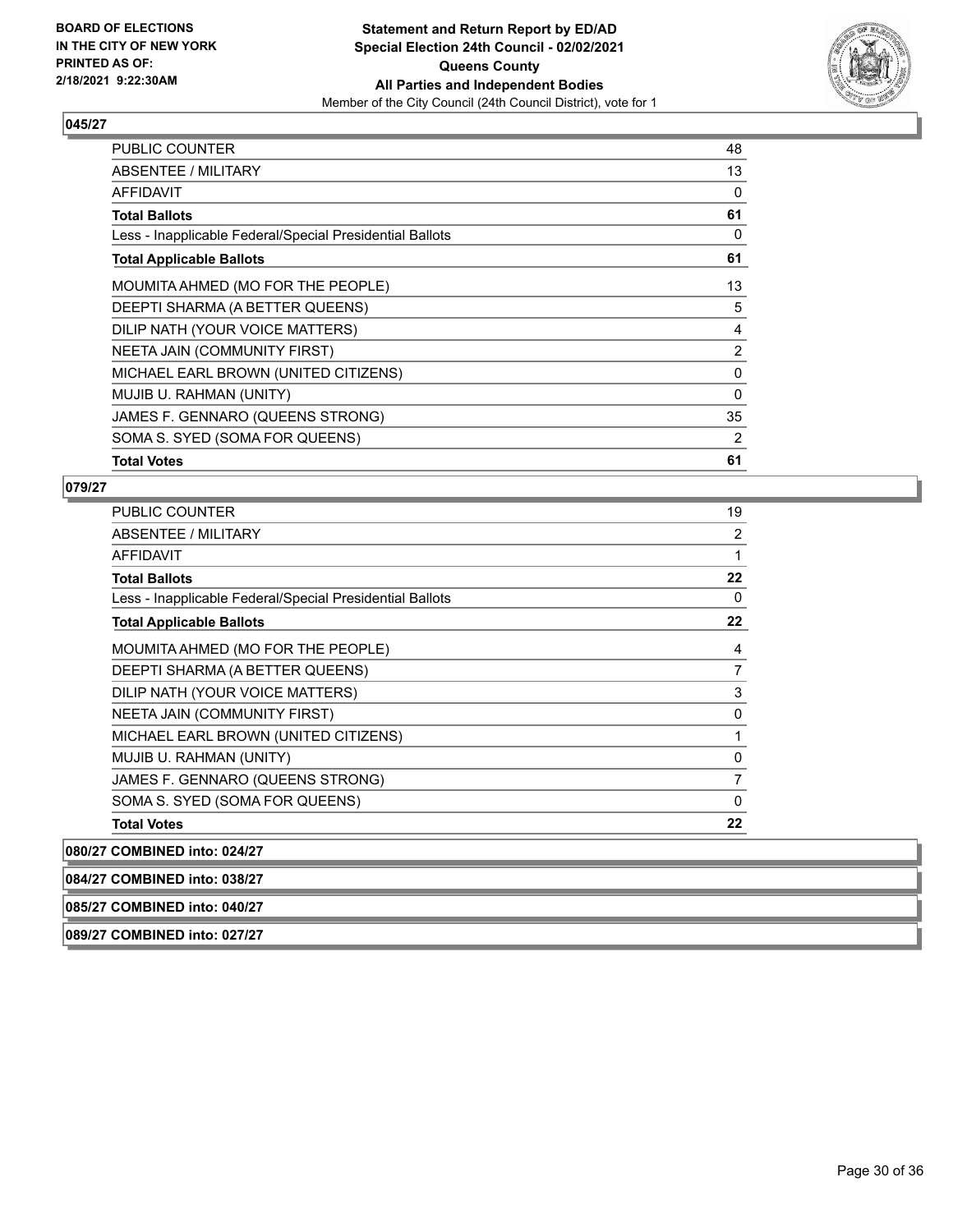**BOARD OF ELECTIONS IN THE CITY OF NEW YORK PRINTED AS OF: 2/18/2021 9:22:30AM**

**Statement and Return Report by ED/AD**
**Special Election 24th Council - 02/02/2021**
**Queens County**
**All Parties and Independent Bodies**
Member of the City Council (24th Council District), vote for 1

### 045/27

| | |
|---|---|
| PUBLIC COUNTER | 48 |
| ABSENTEE / MILITARY | 13 |
| AFFIDAVIT | 0 |
| **Total Ballots** | **61** |
| Less - Inapplicable Federal/Special Presidential Ballots | 0 |
| **Total Applicable Ballots** | **61** |
| MOUMITA AHMED (MO FOR THE PEOPLE) | 13 |
| DEEPTI SHARMA (A BETTER QUEENS) | 5 |
| DILIP NATH (YOUR VOICE MATTERS) | 4 |
| NEETA JAIN (COMMUNITY FIRST) | 2 |
| MICHAEL EARL BROWN (UNITED CITIZENS) | 0 |
| MUJIB U. RAHMAN (UNITY) | 0 |
| JAMES F. GENNARO (QUEENS STRONG) | 35 |
| SOMA S. SYED (SOMA FOR QUEENS) | 2 |
| **Total Votes** | **61** |

### 079/27

| | |
|---|---|
| PUBLIC COUNTER | 19 |
| ABSENTEE / MILITARY | 2 |
| AFFIDAVIT | 1 |
| **Total Ballots** | **22** |
| Less - Inapplicable Federal/Special Presidential Ballots | 0 |
| **Total Applicable Ballots** | **22** |
| MOUMITA AHMED (MO FOR THE PEOPLE) | 4 |
| DEEPTI SHARMA (A BETTER QUEENS) | 7 |
| DILIP NATH (YOUR VOICE MATTERS) | 3 |
| NEETA JAIN (COMMUNITY FIRST) | 0 |
| MICHAEL EARL BROWN (UNITED CITIZENS) | 1 |
| MUJIB U. RAHMAN (UNITY) | 0 |
| JAMES F. GENNARO (QUEENS STRONG) | 7 |
| SOMA S. SYED (SOMA FOR QUEENS) | 0 |
| **Total Votes** | **22** |

**080/27 COMBINED into: 024/27**

**084/27 COMBINED into: 038/27**

**085/27 COMBINED into: 040/27**

**089/27 COMBINED into: 027/27**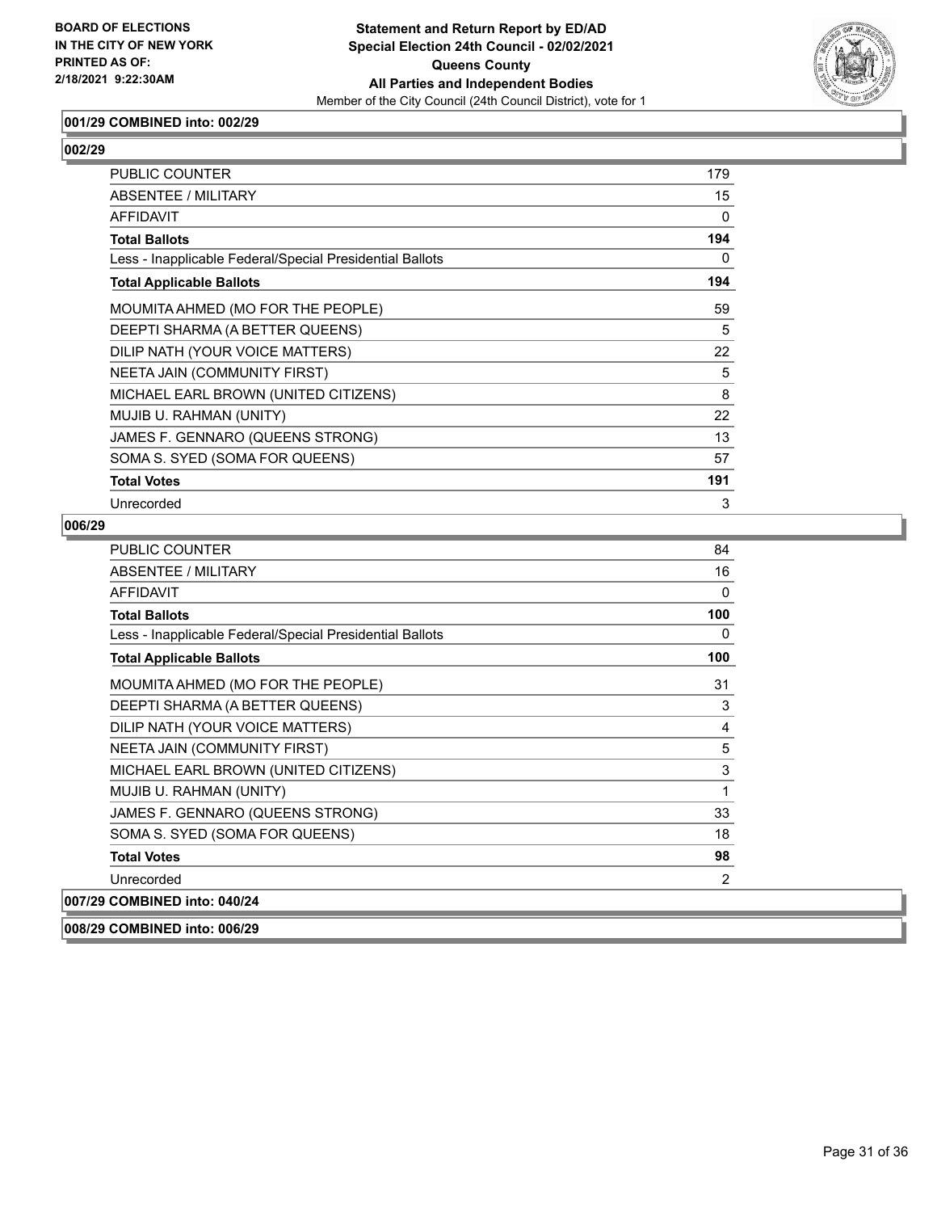**BOARD OF ELECTIONS IN THE CITY OF NEW YORK PRINTED AS OF: 2/18/2021 9:22:30AM**

**Statement and Return Report by ED/AD**
**Special Election 24th Council - 02/02/2021**
**Queens County**
**All Parties and Independent Bodies**
Member of the City Council (24th Council District), vote for 1

**001/29 COMBINED into: 002/29**

**002/29**

| | |
|---|---|
| PUBLIC COUNTER | 179 |
| ABSENTEE / MILITARY | 15 |
| AFFIDAVIT | 0 |
| **Total Ballots** | **194** |
| Less - Inapplicable Federal/Special Presidential Ballots | 0 |
| **Total Applicable Ballots** | **194** |
| MOUMITA AHMED (MO FOR THE PEOPLE) | 59 |
| DEEPTI SHARMA (A BETTER QUEENS) | 5 |
| DILIP NATH (YOUR VOICE MATTERS) | 22 |
| NEETA JAIN (COMMUNITY FIRST) | 5 |
| MICHAEL EARL BROWN (UNITED CITIZENS) | 8 |
| MUJIB U. RAHMAN (UNITY) | 22 |
| JAMES F. GENNARO (QUEENS STRONG) | 13 |
| SOMA S. SYED (SOMA FOR QUEENS) | 57 |
| **Total Votes** | **191** |
| Unrecorded | 3 |

**006/29**

| | |
|---|---|
| PUBLIC COUNTER | 84 |
| ABSENTEE / MILITARY | 16 |
| AFFIDAVIT | 0 |
| **Total Ballots** | **100** |
| Less - Inapplicable Federal/Special Presidential Ballots | 0 |
| **Total Applicable Ballots** | **100** |
| MOUMITA AHMED (MO FOR THE PEOPLE) | 31 |
| DEEPTI SHARMA (A BETTER QUEENS) | 3 |
| DILIP NATH (YOUR VOICE MATTERS) | 4 |
| NEETA JAIN (COMMUNITY FIRST) | 5 |
| MICHAEL EARL BROWN (UNITED CITIZENS) | 3 |
| MUJIB U. RAHMAN (UNITY) | 1 |
| JAMES F. GENNARO (QUEENS STRONG) | 33 |
| SOMA S. SYED (SOMA FOR QUEENS) | 18 |
| **Total Votes** | **98** |
| Unrecorded | 2 |

**007/29 COMBINED into: 040/24**

**008/29 COMBINED into: 006/29**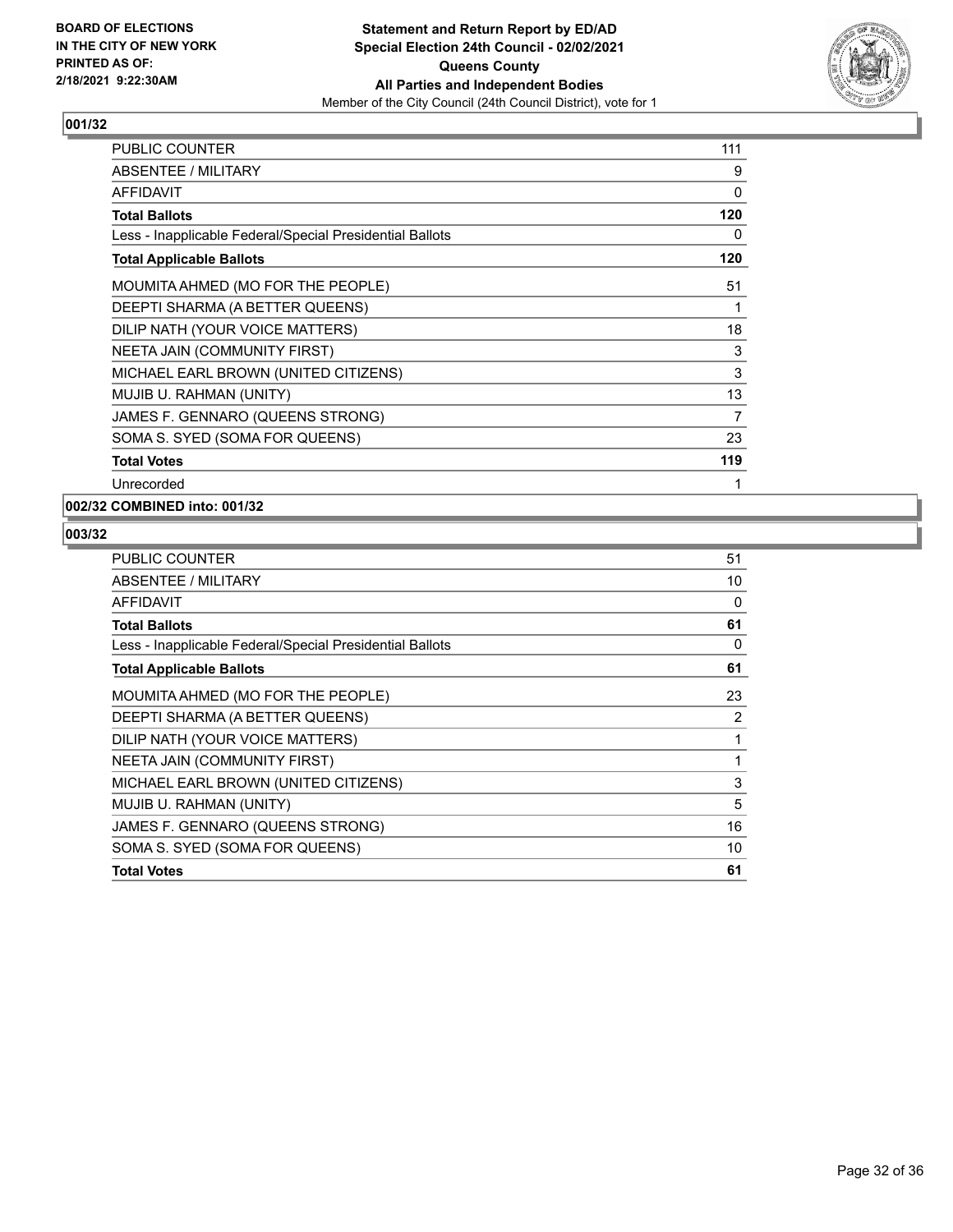**BOARD OF ELECTIONS IN THE CITY OF NEW YORK PRINTED AS OF: 2/18/2021 9:22:30AM**

**Statement and Return Report by ED/AD**
**Special Election 24th Council - 02/02/2021**
**Queens County**
**All Parties and Independent Bodies**
Member of the City Council (24th Council District), vote for 1

### 001/32

| | |
|---|---|
| PUBLIC COUNTER | 111 |
| ABSENTEE / MILITARY | 9 |
| AFFIDAVIT | 0 |
| **Total Ballots** | **120** |
| Less - Inapplicable Federal/Special Presidential Ballots | 0 |
| **Total Applicable Ballots** | **120** |
| MOUMITA AHMED (MO FOR THE PEOPLE) | 51 |
| DEEPTI SHARMA (A BETTER QUEENS) | 1 |
| DILIP NATH (YOUR VOICE MATTERS) | 18 |
| NEETA JAIN (COMMUNITY FIRST) | 3 |
| MICHAEL EARL BROWN (UNITED CITIZENS) | 3 |
| MUJIB U. RAHMAN (UNITY) | 13 |
| JAMES F. GENNARO (QUEENS STRONG) | 7 |
| SOMA S. SYED (SOMA FOR QUEENS) | 23 |
| **Total Votes** | **119** |
| Unrecorded | 1 |

### 002/32 COMBINED into: 001/32

### 003/32

| | |
|---|---|
| PUBLIC COUNTER | 51 |
| ABSENTEE / MILITARY | 10 |
| AFFIDAVIT | 0 |
| **Total Ballots** | **61** |
| Less - Inapplicable Federal/Special Presidential Ballots | 0 |
| **Total Applicable Ballots** | **61** |
| MOUMITA AHMED (MO FOR THE PEOPLE) | 23 |
| DEEPTI SHARMA (A BETTER QUEENS) | 2 |
| DILIP NATH (YOUR VOICE MATTERS) | 1 |
| NEETA JAIN (COMMUNITY FIRST) | 1 |
| MICHAEL EARL BROWN (UNITED CITIZENS) | 3 |
| MUJIB U. RAHMAN (UNITY) | 5 |
| JAMES F. GENNARO (QUEENS STRONG) | 16 |
| SOMA S. SYED (SOMA FOR QUEENS) | 10 |
| **Total Votes** | **61** |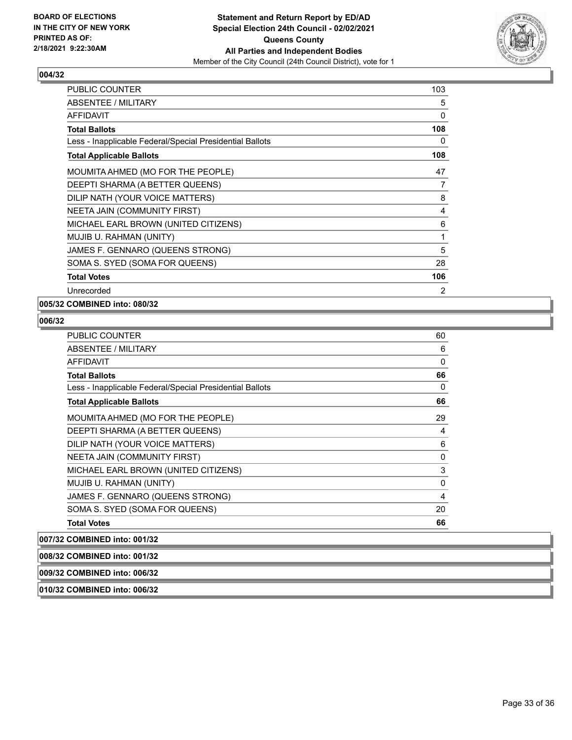**BOARD OF ELECTIONS IN THE CITY OF NEW YORK PRINTED AS OF: 2/18/2021 9:22:30AM**

**Statement and Return Report by ED/AD Special Election 24th Council - 02/02/2021 Queens County All Parties and Independent Bodies**

Member of the City Council (24th Council District), vote for 1

## 004/32

| | |
|---|---|
| PUBLIC COUNTER | 103 |
| ABSENTEE / MILITARY | 5 |
| AFFIDAVIT | 0 |
| **Total Ballots** | **108** |
| Less - Inapplicable Federal/Special Presidential Ballots | 0 |
| **Total Applicable Ballots** | **108** |
| MOUMITA AHMED (MO FOR THE PEOPLE) | 47 |
| DEEPTI SHARMA (A BETTER QUEENS) | 7 |
| DILIP NATH (YOUR VOICE MATTERS) | 8 |
| NEETA JAIN (COMMUNITY FIRST) | 4 |
| MICHAEL EARL BROWN (UNITED CITIZENS) | 6 |
| MUJIB U. RAHMAN (UNITY) | 1 |
| JAMES F. GENNARO (QUEENS STRONG) | 5 |
| SOMA S. SYED (SOMA FOR QUEENS) | 28 |
| **Total Votes** | **106** |
| Unrecorded | 2 |

## 005/32 COMBINED into: 080/32

## 006/32

| | |
|---|---|
| PUBLIC COUNTER | 60 |
| ABSENTEE / MILITARY | 6 |
| AFFIDAVIT | 0 |
| **Total Ballots** | **66** |
| Less - Inapplicable Federal/Special Presidential Ballots | 0 |
| **Total Applicable Ballots** | **66** |
| MOUMITA AHMED (MO FOR THE PEOPLE) | 29 |
| DEEPTI SHARMA (A BETTER QUEENS) | 4 |
| DILIP NATH (YOUR VOICE MATTERS) | 6 |
| NEETA JAIN (COMMUNITY FIRST) | 0 |
| MICHAEL EARL BROWN (UNITED CITIZENS) | 3 |
| MUJIB U. RAHMAN (UNITY) | 0 |
| JAMES F. GENNARO (QUEENS STRONG) | 4 |
| SOMA S. SYED (SOMA FOR QUEENS) | 20 |
| **Total Votes** | **66** |

## 007/32 COMBINED into: 001/32

## 008/32 COMBINED into: 001/32

## 009/32 COMBINED into: 006/32

## 010/32 COMBINED into: 006/32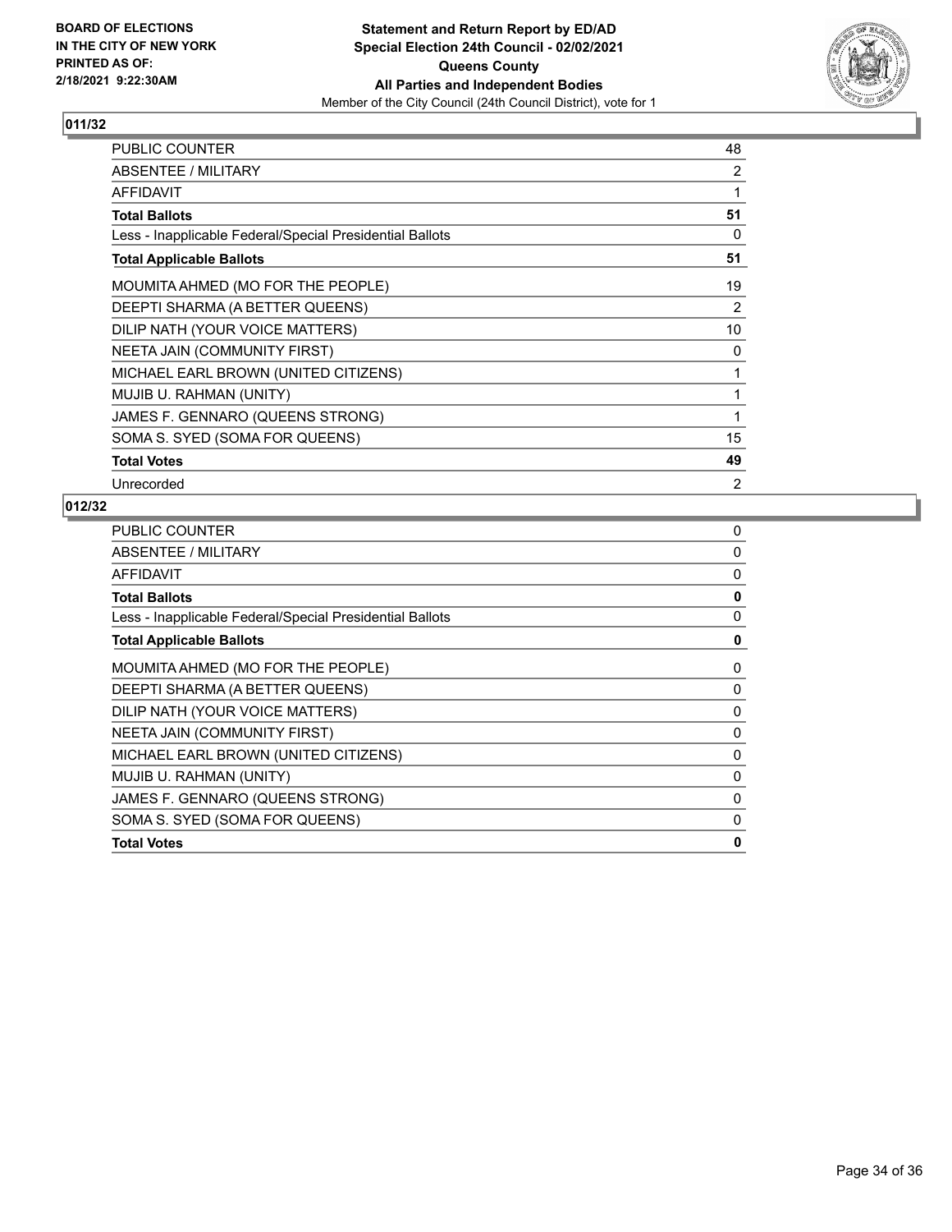**BOARD OF ELECTIONS IN THE CITY OF NEW YORK PRINTED AS OF: 2/18/2021 9:22:30AM**

**Statement and Return Report by ED/AD**
**Special Election 24th Council - 02/02/2021**
**Queens County**
**All Parties and Independent Bodies**
Member of the City Council (24th Council District), vote for 1

### 011/32

| | |
|---|---|
| PUBLIC COUNTER | 48 |
| ABSENTEE / MILITARY | 2 |
| AFFIDAVIT | 1 |
| **Total Ballots** | **51** |
| Less - Inapplicable Federal/Special Presidential Ballots | 0 |
| **Total Applicable Ballots** | **51** |
| MOUMITA AHMED (MO FOR THE PEOPLE) | 19 |
| DEEPTI SHARMA (A BETTER QUEENS) | 2 |
| DILIP NATH (YOUR VOICE MATTERS) | 10 |
| NEETA JAIN (COMMUNITY FIRST) | 0 |
| MICHAEL EARL BROWN (UNITED CITIZENS) | 1 |
| MUJIB U. RAHMAN (UNITY) | 1 |
| JAMES F. GENNARO (QUEENS STRONG) | 1 |
| SOMA S. SYED (SOMA FOR QUEENS) | 15 |
| **Total Votes** | **49** |
| Unrecorded | 2 |

### 012/32

| | |
|---|---|
| PUBLIC COUNTER | 0 |
| ABSENTEE / MILITARY | 0 |
| AFFIDAVIT | 0 |
| **Total Ballots** | **0** |
| Less - Inapplicable Federal/Special Presidential Ballots | 0 |
| **Total Applicable Ballots** | **0** |
| MOUMITA AHMED (MO FOR THE PEOPLE) | 0 |
| DEEPTI SHARMA (A BETTER QUEENS) | 0 |
| DILIP NATH (YOUR VOICE MATTERS) | 0 |
| NEETA JAIN (COMMUNITY FIRST) | 0 |
| MICHAEL EARL BROWN (UNITED CITIZENS) | 0 |
| MUJIB U. RAHMAN (UNITY) | 0 |
| JAMES F. GENNARO (QUEENS STRONG) | 0 |
| SOMA S. SYED (SOMA FOR QUEENS) | 0 |
| **Total Votes** | **0** |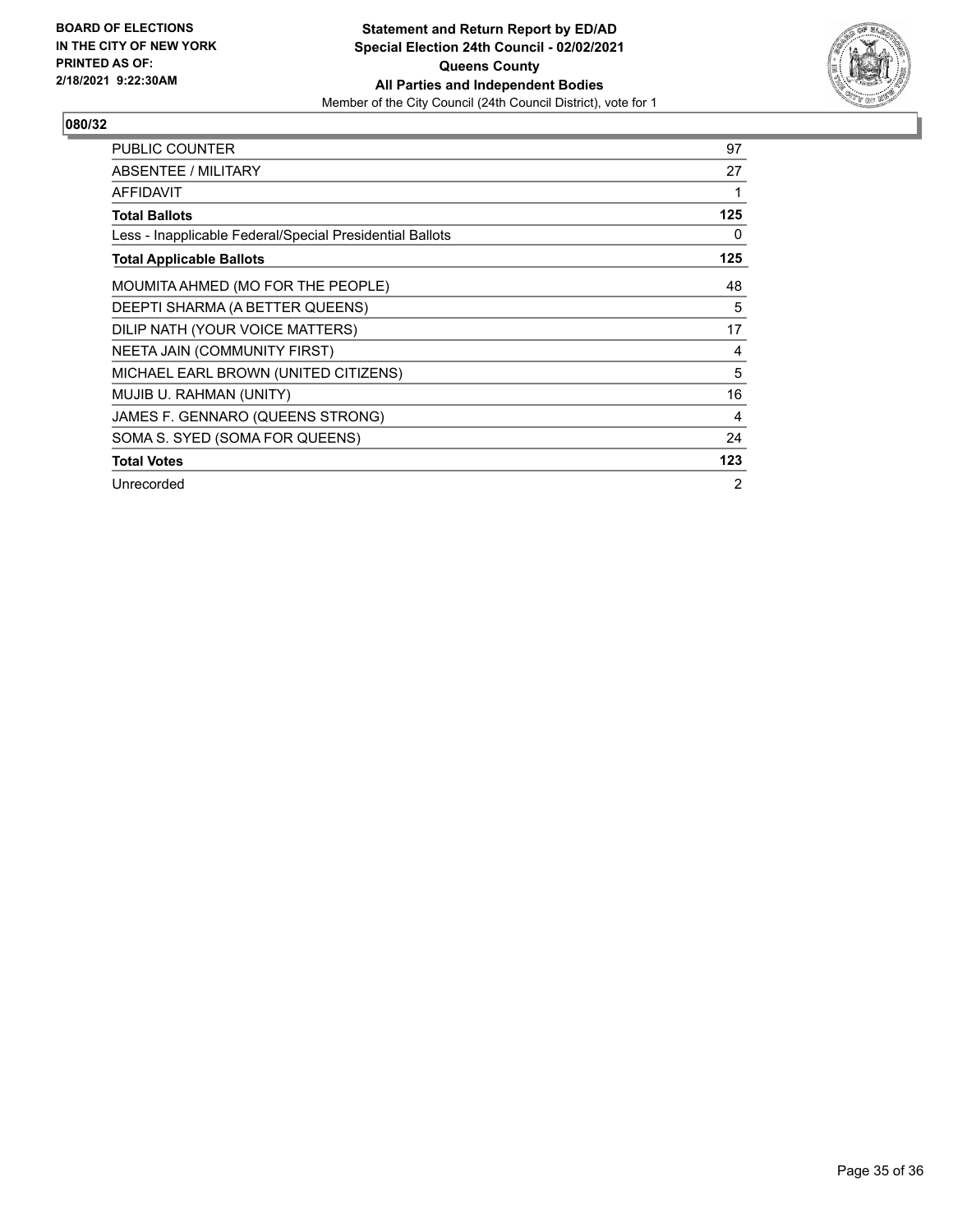**BOARD OF ELECTIONS IN THE CITY OF NEW YORK PRINTED AS OF: 2/18/2021 9:22:30AM**

**Statement and Return Report by ED/AD**
**Special Election 24th Council - 02/02/2021**
**Queens County**
**All Parties and Independent Bodies**
Member of the City Council (24th Council District), vote for 1

## 080/32

| | |
|---|---|
| PUBLIC COUNTER | 97 |
| ABSENTEE / MILITARY | 27 |
| AFFIDAVIT | 1 |
| **Total Ballots** | **125** |
| Less - Inapplicable Federal/Special Presidential Ballots | 0 |
| **Total Applicable Ballots** | **125** |
| MOUMITA AHMED (MO FOR THE PEOPLE) | 48 |
| DEEPTI SHARMA (A BETTER QUEENS) | 5 |
| DILIP NATH (YOUR VOICE MATTERS) | 17 |
| NEETA JAIN (COMMUNITY FIRST) | 4 |
| MICHAEL EARL BROWN (UNITED CITIZENS) | 5 |
| MUJIB U. RAHMAN (UNITY) | 16 |
| JAMES F. GENNARO (QUEENS STRONG) | 4 |
| SOMA S. SYED (SOMA FOR QUEENS) | 24 |
| **Total Votes** | **123** |
| Unrecorded | 2 |